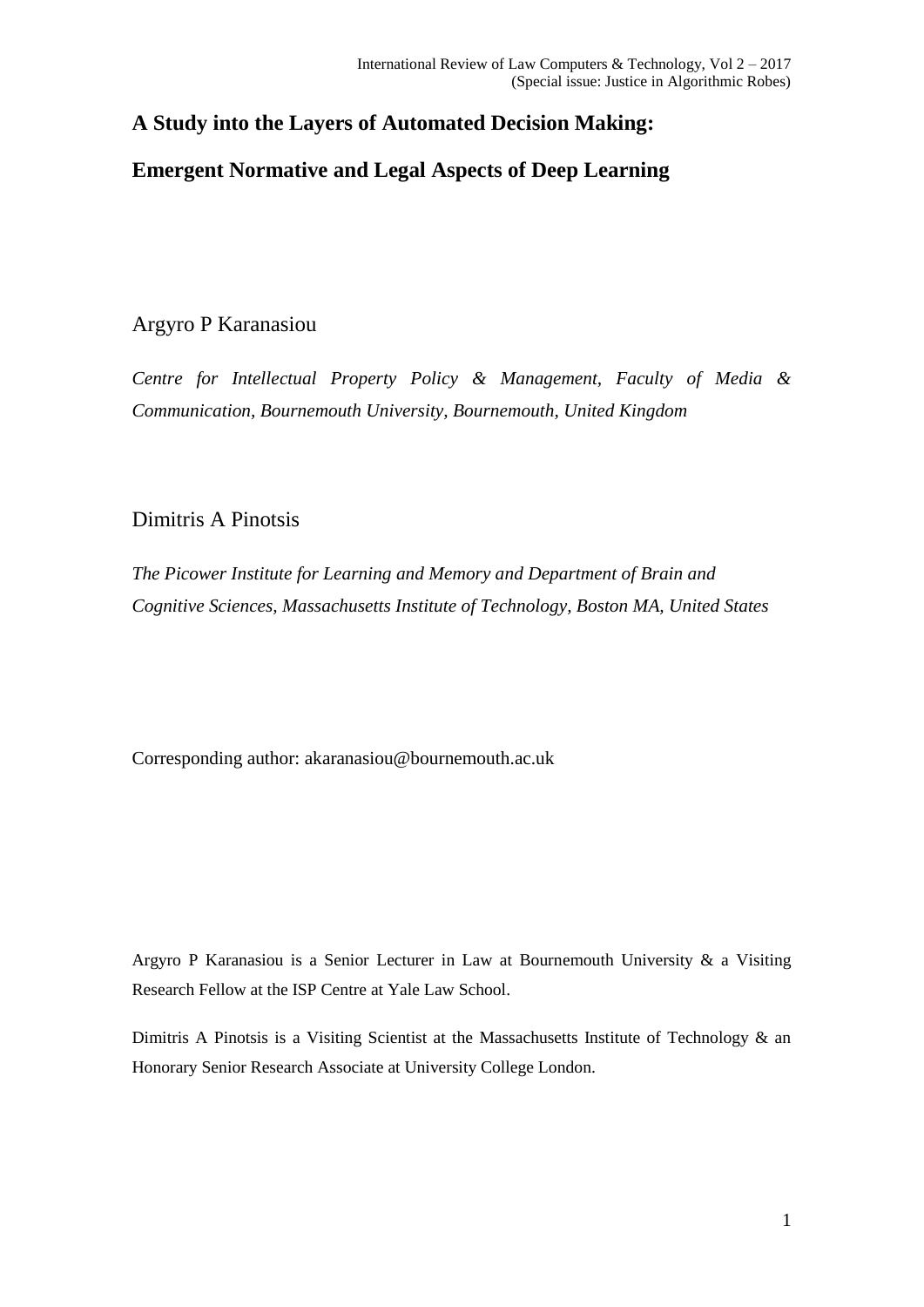# A Study into the Layers of Automated Decision Making:

# Emergent Normative and Legal Aspects of Deep Learning

Argyro P Karanasiou

*Centre for Intellectual Property Policy & Management, Faculty of Media & Communication, Bournemouth University, Bournemouth, United Kingdom*

Dimitris A Pinotsis

*The Picower Institute for Learning and Memory and Department of Brain and Cognitive Sciences, Massachusetts Institute of Technology, Boston MA, United States*

Corresponding author: akaranasiou@bournemouth.ac.uk

Argyro P Karanasiou is a Senior Lecturer in Law at Bournemouth University & a Visiting Research Fellow at the ISP Centre at Yale Law School.

Dimitris A Pinotsis is a Visiting Scientist at the Massachusetts Institute of Technology & an Honorary Senior Research Associate at University College London.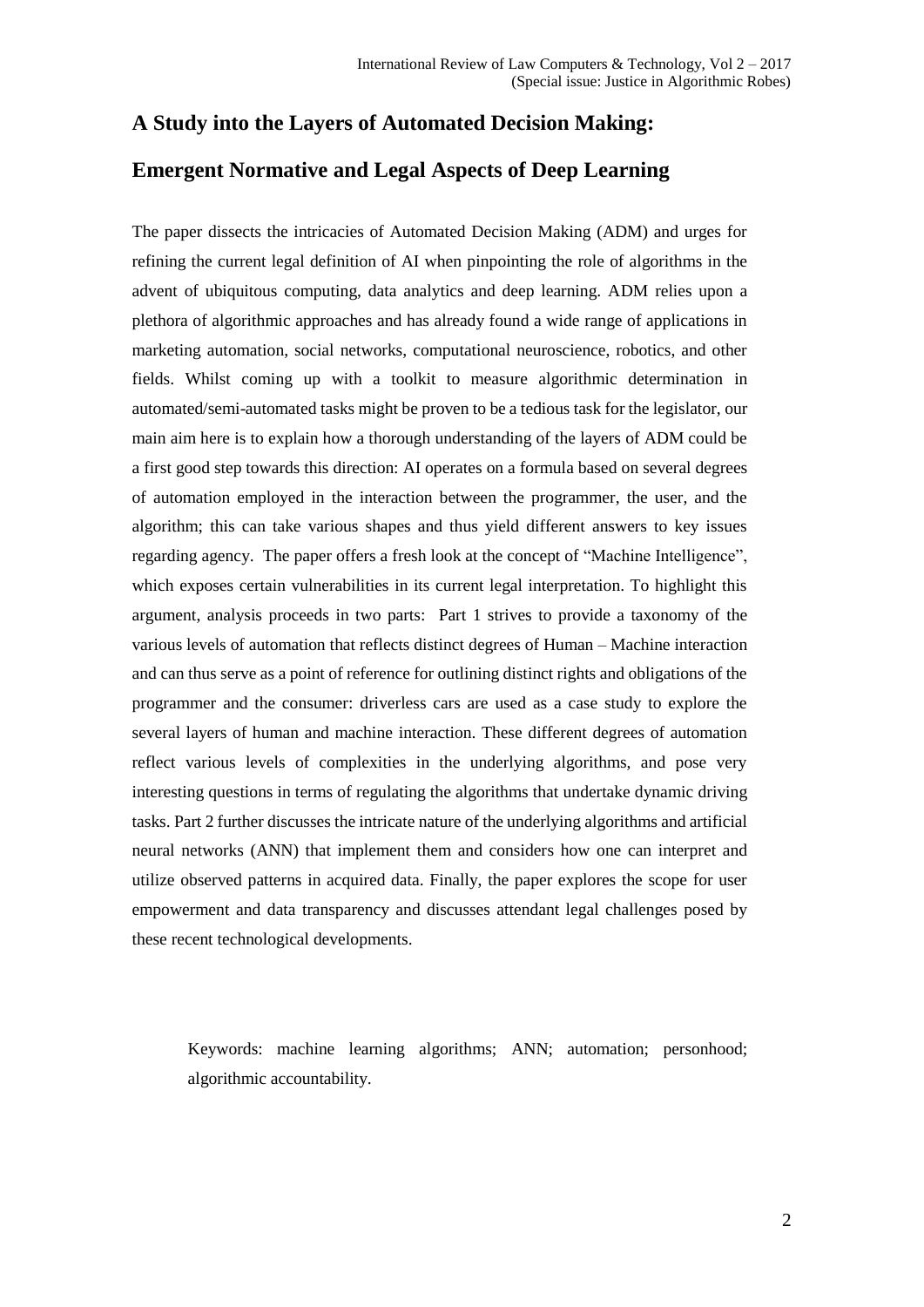## A Study into the Layers of Automated Decision Making:

## Emergent Normative and Legal Aspects of Deep Learning

The paper dissects the intricacies of Automated Decision Making (ADM) and urges for refining the current legal definition of AI when pinpointing the role of algorithms in the advent of ubiquitous computing, data analytics and deep learning. ADM relies upon a plethora of algorithmic approaches and has already found a wide range of applications in marketing automation, social networks, computational neuroscience, robotics, and other fields. Whilst coming up with a toolkit to measure algorithmic determination in automated/semi-automated tasks might be proven to be a tedious task for the legislator, our main aim here is to explain how a thorough understanding of the layers of ADM could be a first good step towards this direction: AI operates on a formula based on several degrees of automation employed in the interaction between the programmer, the user, and the algorithm; this can take various shapes and thus yield different answers to key issues regarding agency. The paper offers a fresh look at the concept of "Machine Intelligence", which exposes certain vulnerabilities in its current legal interpretation. To highlight this argument, analysis proceeds in two parts: Part 1 strives to provide a taxonomy of the various levels of automation that reflects distinct degrees of Human – Machine interaction and can thus serve as a point of reference for outlining distinct rights and obligations of the programmer and the consumer: driverless cars are used as a case study to explore the several layers of human and machine interaction. These different degrees of automation reflect various levels of complexities in the underlying algorithms, and pose very interesting questions in terms of regulating the algorithms that undertake dynamic driving tasks. Part 2 further discusses the intricate nature of the underlying algorithms and artificial neural networks (ANN) that implement them and considers how one can interpret and utilize observed patterns in acquired data. Finally, the paper explores the scope for user empowerment and data transparency and discusses attendant legal challenges posed by these recent technological developments.

Keywords: machine learning algorithms; ANN; automation; personhood; algorithmic accountability.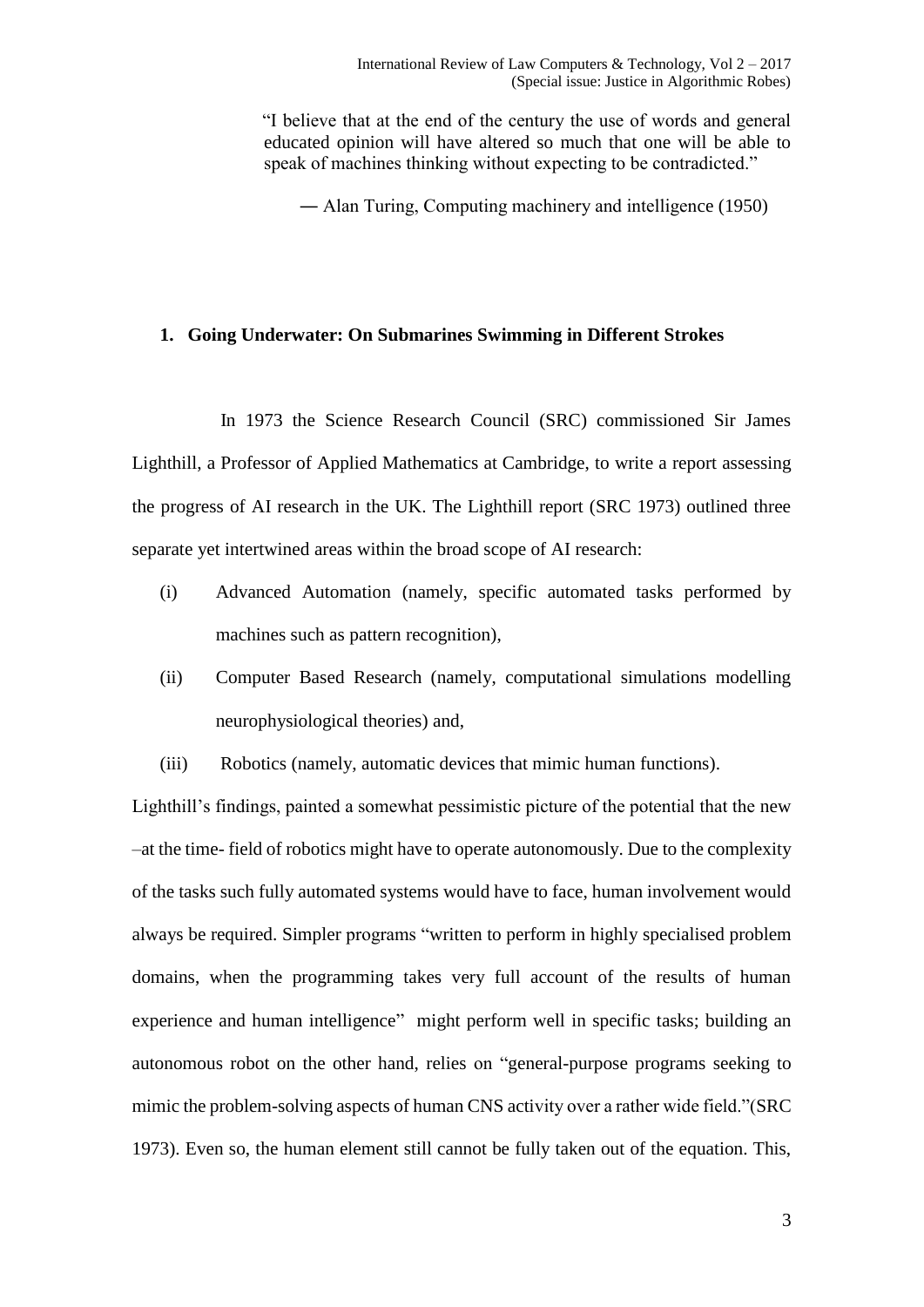> "I believe that at the end of the century the use of words and general educated opinion will have altered so much that one will be able to speak of machines thinking without expecting to be contradicted."
>
> ― Alan Turing, Computing machinery and intelligence (1950)

## 1. Going Underwater: On Submarines Swimming in Different Strokes

In 1973 the Science Research Council (SRC) commissioned Sir James Lighthill, a Professor of Applied Mathematics at Cambridge, to write a report assessing the progress of AI research in the UK. The Lighthill report (SRC 1973) outlined three separate yet intertwined areas within the broad scope of AI research:

(i) Advanced Automation (namely, specific automated tasks performed by machines such as pattern recognition),

(ii) Computer Based Research (namely, computational simulations modelling neurophysiological theories) and,

(iii) Robotics (namely, automatic devices that mimic human functions).

Lighthill's findings, painted a somewhat pessimistic picture of the potential that the new –at the time- field of robotics might have to operate autonomously. Due to the complexity of the tasks such fully automated systems would have to face, human involvement would always be required. Simpler programs "written to perform in highly specialised problem domains, when the programming takes very full account of the results of human experience and human intelligence" might perform well in specific tasks; building an autonomous robot on the other hand, relies on "general-purpose programs seeking to mimic the problem-solving aspects of human CNS activity over a rather wide field."(SRC 1973). Even so, the human element still cannot be fully taken out of the equation. This,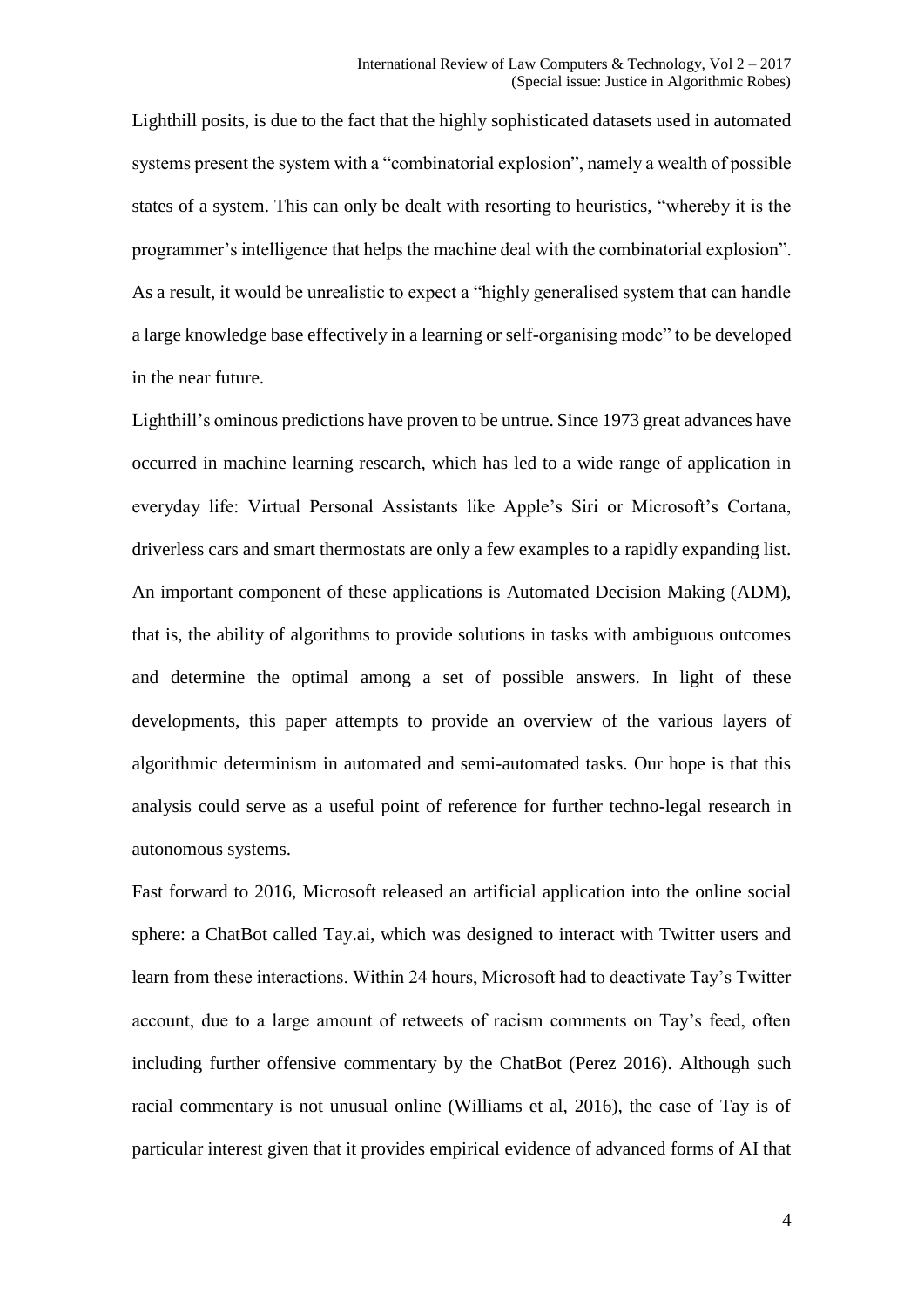Lighthill posits, is due to the fact that the highly sophisticated datasets used in automated systems present the system with a "combinatorial explosion", namely a wealth of possible states of a system. This can only be dealt with resorting to heuristics, "whereby it is the programmer's intelligence that helps the machine deal with the combinatorial explosion". As a result, it would be unrealistic to expect a "highly generalised system that can handle a large knowledge base effectively in a learning or self-organising mode" to be developed in the near future.

Lighthill's ominous predictions have proven to be untrue. Since 1973 great advances have occurred in machine learning research, which has led to a wide range of application in everyday life: Virtual Personal Assistants like Apple's Siri or Microsoft's Cortana, driverless cars and smart thermostats are only a few examples to a rapidly expanding list. An important component of these applications is Automated Decision Making (ADM), that is, the ability of algorithms to provide solutions in tasks with ambiguous outcomes and determine the optimal among a set of possible answers. In light of these developments, this paper attempts to provide an overview of the various layers of algorithmic determinism in automated and semi-automated tasks. Our hope is that this analysis could serve as a useful point of reference for further techno-legal research in autonomous systems.

Fast forward to 2016, Microsoft released an artificial application into the online social sphere: a ChatBot called Tay.ai, which was designed to interact with Twitter users and learn from these interactions. Within 24 hours, Microsoft had to deactivate Tay's Twitter account, due to a large amount of retweets of racism comments on Tay's feed, often including further offensive commentary by the ChatBot (Perez 2016). Although such racial commentary is not unusual online (Williams et al, 2016), the case of Tay is of particular interest given that it provides empirical evidence of advanced forms of AI that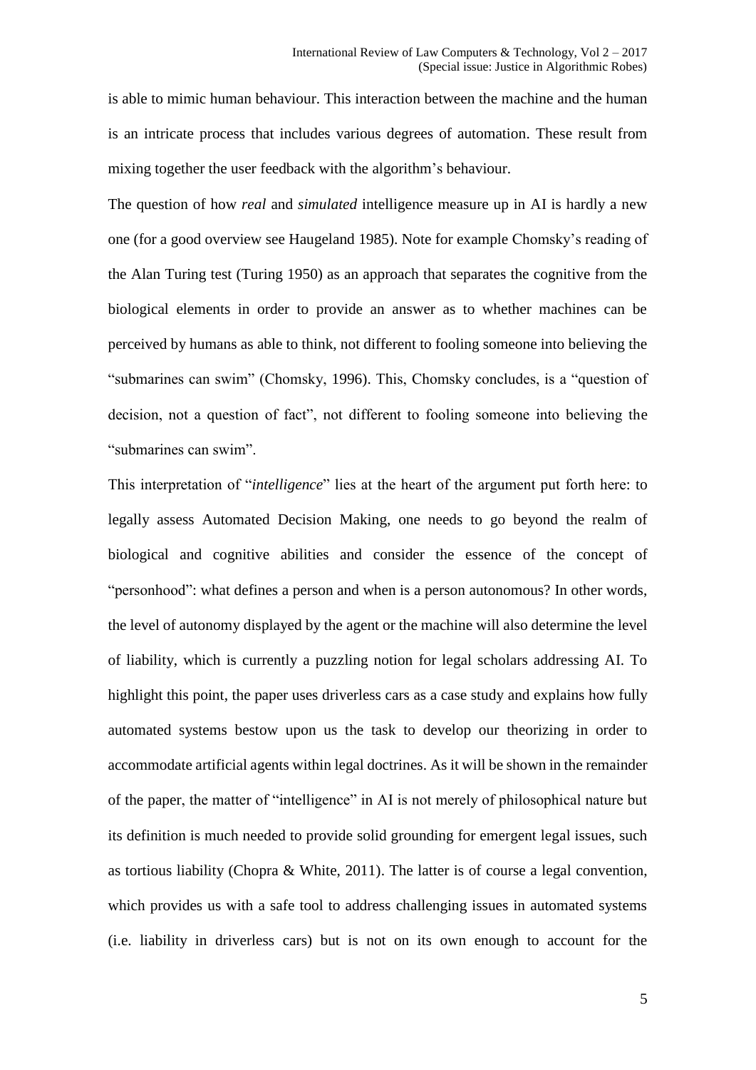is able to mimic human behaviour. This interaction between the machine and the human is an intricate process that includes various degrees of automation. These result from mixing together the user feedback with the algorithm's behaviour.

The question of how *real* and *simulated* intelligence measure up in AI is hardly a new one (for a good overview see Haugeland 1985). Note for example Chomsky's reading of the Alan Turing test (Turing 1950) as an approach that separates the cognitive from the biological elements in order to provide an answer as to whether machines can be perceived by humans as able to think, not different to fooling someone into believing the "submarines can swim" (Chomsky, 1996). This, Chomsky concludes, is a "question of decision, not a question of fact", not different to fooling someone into believing the "submarines can swim".

This interpretation of "*intelligence*" lies at the heart of the argument put forth here: to legally assess Automated Decision Making, one needs to go beyond the realm of biological and cognitive abilities and consider the essence of the concept of "personhood": what defines a person and when is a person autonomous? In other words, the level of autonomy displayed by the agent or the machine will also determine the level of liability, which is currently a puzzling notion for legal scholars addressing AI. To highlight this point, the paper uses driverless cars as a case study and explains how fully automated systems bestow upon us the task to develop our theorizing in order to accommodate artificial agents within legal doctrines. As it will be shown in the remainder of the paper, the matter of "intelligence" in AI is not merely of philosophical nature but its definition is much needed to provide solid grounding for emergent legal issues, such as tortious liability (Chopra & White, 2011). The latter is of course a legal convention, which provides us with a safe tool to address challenging issues in automated systems (i.e. liability in driverless cars) but is not on its own enough to account for the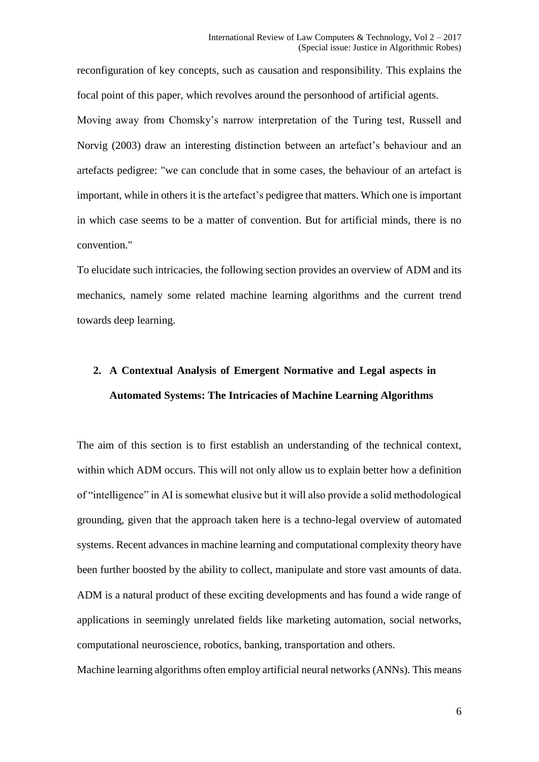reconfiguration of key concepts, such as causation and responsibility. This explains the focal point of this paper, which revolves around the personhood of artificial agents.

Moving away from Chomsky's narrow interpretation of the Turing test, Russell and Norvig (2003) draw an interesting distinction between an artefact's behaviour and an artefacts pedigree: "we can conclude that in some cases, the behaviour of an artefact is important, while in others it is the artefact's pedigree that matters. Which one is important in which case seems to be a matter of convention. But for artificial minds, there is no convention."

To elucidate such intricacies, the following section provides an overview of ADM and its mechanics, namely some related machine learning algorithms and the current trend towards deep learning.

## 2. A Contextual Analysis of Emergent Normative and Legal aspects in Automated Systems: The Intricacies of Machine Learning Algorithms

The aim of this section is to first establish an understanding of the technical context, within which ADM occurs. This will not only allow us to explain better how a definition of "intelligence" in AI is somewhat elusive but it will also provide a solid methodological grounding, given that the approach taken here is a techno-legal overview of automated systems. Recent advances in machine learning and computational complexity theory have been further boosted by the ability to collect, manipulate and store vast amounts of data. ADM is a natural product of these exciting developments and has found a wide range of applications in seemingly unrelated fields like marketing automation, social networks, computational neuroscience, robotics, banking, transportation and others.

Machine learning algorithms often employ artificial neural networks (ANNs). This means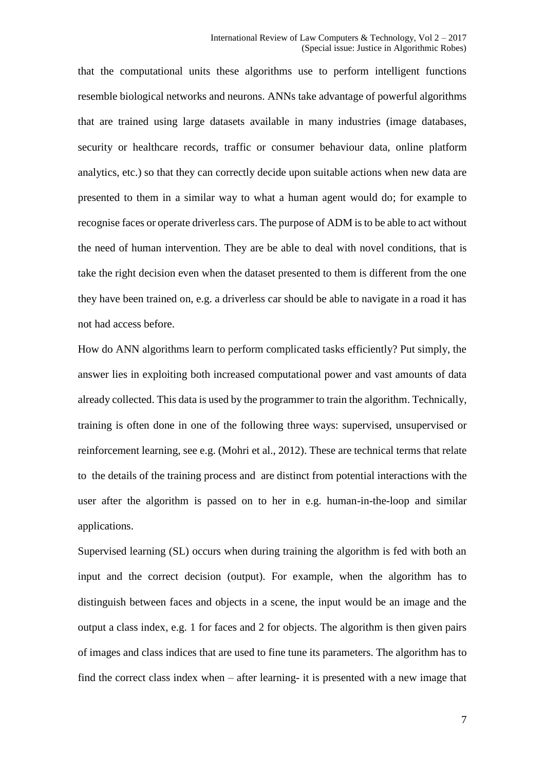that the computational units these algorithms use to perform intelligent functions resemble biological networks and neurons. ANNs take advantage of powerful algorithms that are trained using large datasets available in many industries (image databases, security or healthcare records, traffic or consumer behaviour data, online platform analytics, etc.) so that they can correctly decide upon suitable actions when new data are presented to them in a similar way to what a human agent would do; for example to recognise faces or operate driverless cars. The purpose of ADM is to be able to act without the need of human intervention. They are be able to deal with novel conditions, that is take the right decision even when the dataset presented to them is different from the one they have been trained on, e.g. a driverless car should be able to navigate in a road it has not had access before.

How do ANN algorithms learn to perform complicated tasks efficiently? Put simply, the answer lies in exploiting both increased computational power and vast amounts of data already collected. This data is used by the programmer to train the algorithm. Technically, training is often done in one of the following three ways: supervised, unsupervised or reinforcement learning, see e.g. (Mohri et al., 2012). These are technical terms that relate to the details of the training process and are distinct from potential interactions with the user after the algorithm is passed on to her in e.g. human-in-the-loop and similar applications.

Supervised learning (SL) occurs when during training the algorithm is fed with both an input and the correct decision (output). For example, when the algorithm has to distinguish between faces and objects in a scene, the input would be an image and the output a class index, e.g. 1 for faces and 2 for objects. The algorithm is then given pairs of images and class indices that are used to fine tune its parameters. The algorithm has to find the correct class index when – after learning- it is presented with a new image that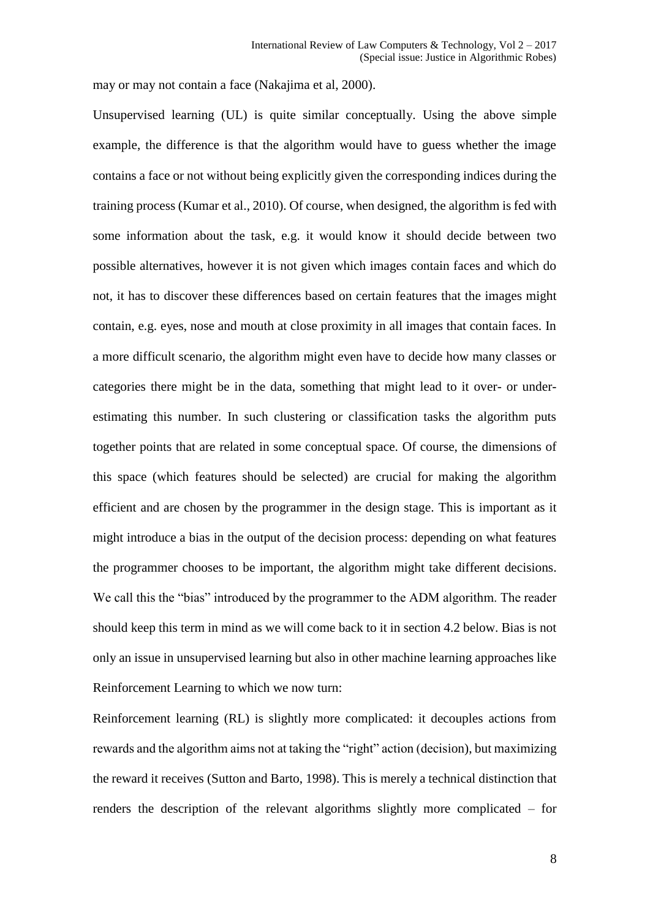may or may not contain a face (Nakajima et al, 2000).

Unsupervised learning (UL) is quite similar conceptually. Using the above simple example, the difference is that the algorithm would have to guess whether the image contains a face or not without being explicitly given the corresponding indices during the training process (Kumar et al., 2010). Of course, when designed, the algorithm is fed with some information about the task, e.g. it would know it should decide between two possible alternatives, however it is not given which images contain faces and which do not, it has to discover these differences based on certain features that the images might contain, e.g. eyes, nose and mouth at close proximity in all images that contain faces. In a more difficult scenario, the algorithm might even have to decide how many classes or categories there might be in the data, something that might lead to it over- or under-estimating this number. In such clustering or classification tasks the algorithm puts together points that are related in some conceptual space. Of course, the dimensions of this space (which features should be selected) are crucial for making the algorithm efficient and are chosen by the programmer in the design stage. This is important as it might introduce a bias in the output of the decision process: depending on what features the programmer chooses to be important, the algorithm might take different decisions. We call this the "bias" introduced by the programmer to the ADM algorithm. The reader should keep this term in mind as we will come back to it in section 4.2 below. Bias is not only an issue in unsupervised learning but also in other machine learning approaches like Reinforcement Learning to which we now turn:

Reinforcement learning (RL) is slightly more complicated: it decouples actions from rewards and the algorithm aims not at taking the "right" action (decision), but maximizing the reward it receives (Sutton and Barto, 1998). This is merely a technical distinction that renders the description of the relevant algorithms slightly more complicated – for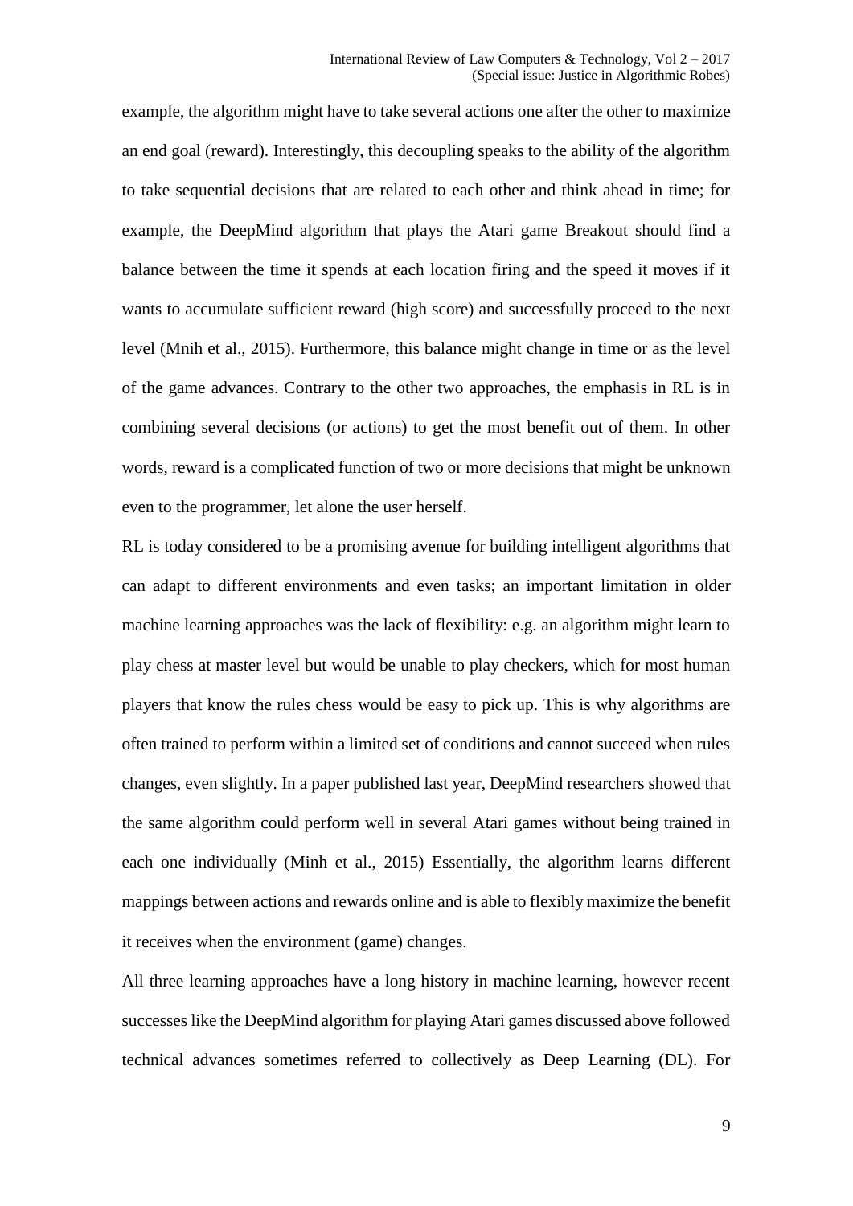example, the algorithm might have to take several actions one after the other to maximize an end goal (reward). Interestingly, this decoupling speaks to the ability of the algorithm to take sequential decisions that are related to each other and think ahead in time; for example, the DeepMind algorithm that plays the Atari game Breakout should find a balance between the time it spends at each location firing and the speed it moves if it wants to accumulate sufficient reward (high score) and successfully proceed to the next level (Mnih et al., 2015). Furthermore, this balance might change in time or as the level of the game advances. Contrary to the other two approaches, the emphasis in RL is in combining several decisions (or actions) to get the most benefit out of them. In other words, reward is a complicated function of two or more decisions that might be unknown even to the programmer, let alone the user herself.

RL is today considered to be a promising avenue for building intelligent algorithms that can adapt to different environments and even tasks; an important limitation in older machine learning approaches was the lack of flexibility: e.g. an algorithm might learn to play chess at master level but would be unable to play checkers, which for most human players that know the rules chess would be easy to pick up. This is why algorithms are often trained to perform within a limited set of conditions and cannot succeed when rules changes, even slightly. In a paper published last year, DeepMind researchers showed that the same algorithm could perform well in several Atari games without being trained in each one individually (Minh et al., 2015) Essentially, the algorithm learns different mappings between actions and rewards online and is able to flexibly maximize the benefit it receives when the environment (game) changes.

All three learning approaches have a long history in machine learning, however recent successes like the DeepMind algorithm for playing Atari games discussed above followed technical advances sometimes referred to collectively as Deep Learning (DL). For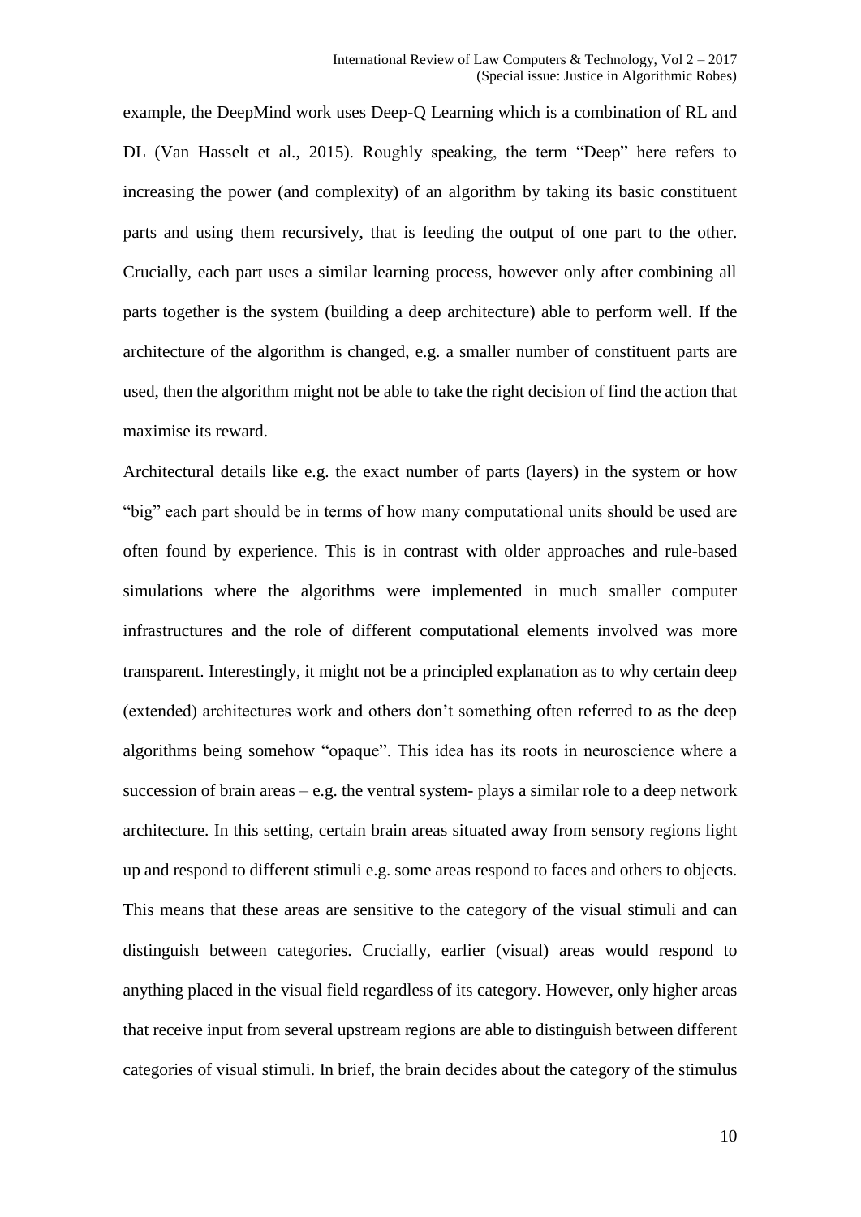example, the DeepMind work uses Deep-Q Learning which is a combination of RL and DL (Van Hasselt et al., 2015). Roughly speaking, the term "Deep" here refers to increasing the power (and complexity) of an algorithm by taking its basic constituent parts and using them recursively, that is feeding the output of one part to the other. Crucially, each part uses a similar learning process, however only after combining all parts together is the system (building a deep architecture) able to perform well. If the architecture of the algorithm is changed, e.g. a smaller number of constituent parts are used, then the algorithm might not be able to take the right decision of find the action that maximise its reward.

Architectural details like e.g. the exact number of parts (layers) in the system or how "big" each part should be in terms of how many computational units should be used are often found by experience. This is in contrast with older approaches and rule-based simulations where the algorithms were implemented in much smaller computer infrastructures and the role of different computational elements involved was more transparent. Interestingly, it might not be a principled explanation as to why certain deep (extended) architectures work and others don't something often referred to as the deep algorithms being somehow "opaque". This idea has its roots in neuroscience where a succession of brain areas – e.g. the ventral system- plays a similar role to a deep network architecture. In this setting, certain brain areas situated away from sensory regions light up and respond to different stimuli e.g. some areas respond to faces and others to objects. This means that these areas are sensitive to the category of the visual stimuli and can distinguish between categories. Crucially, earlier (visual) areas would respond to anything placed in the visual field regardless of its category. However, only higher areas that receive input from several upstream regions are able to distinguish between different categories of visual stimuli. In brief, the brain decides about the category of the stimulus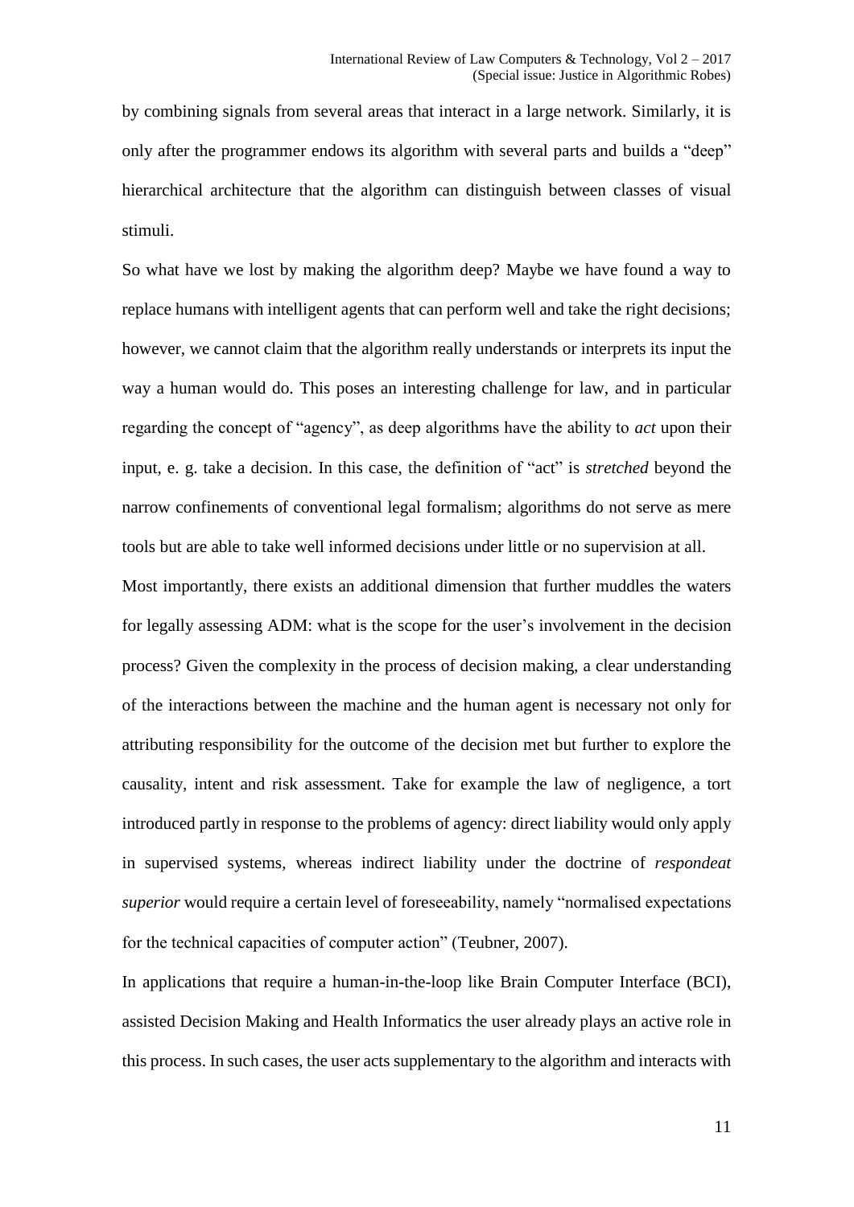by combining signals from several areas that interact in a large network. Similarly, it is only after the programmer endows its algorithm with several parts and builds a "deep" hierarchical architecture that the algorithm can distinguish between classes of visual stimuli.

So what have we lost by making the algorithm deep? Maybe we have found a way to replace humans with intelligent agents that can perform well and take the right decisions; however, we cannot claim that the algorithm really understands or interprets its input the way a human would do. This poses an interesting challenge for law, and in particular regarding the concept of "agency", as deep algorithms have the ability to *act* upon their input, e. g. take a decision. In this case, the definition of "act" is *stretched* beyond the narrow confinements of conventional legal formalism; algorithms do not serve as mere tools but are able to take well informed decisions under little or no supervision at all.

Most importantly, there exists an additional dimension that further muddles the waters for legally assessing ADM: what is the scope for the user's involvement in the decision process? Given the complexity in the process of decision making, a clear understanding of the interactions between the machine and the human agent is necessary not only for attributing responsibility for the outcome of the decision met but further to explore the causality, intent and risk assessment. Take for example the law of negligence, a tort introduced partly in response to the problems of agency: direct liability would only apply in supervised systems, whereas indirect liability under the doctrine of *respondeat superior* would require a certain level of foreseeability, namely "normalised expectations for the technical capacities of computer action" (Teubner, 2007).

In applications that require a human-in-the-loop like Brain Computer Interface (BCI), assisted Decision Making and Health Informatics the user already plays an active role in this process. In such cases, the user acts supplementary to the algorithm and interacts with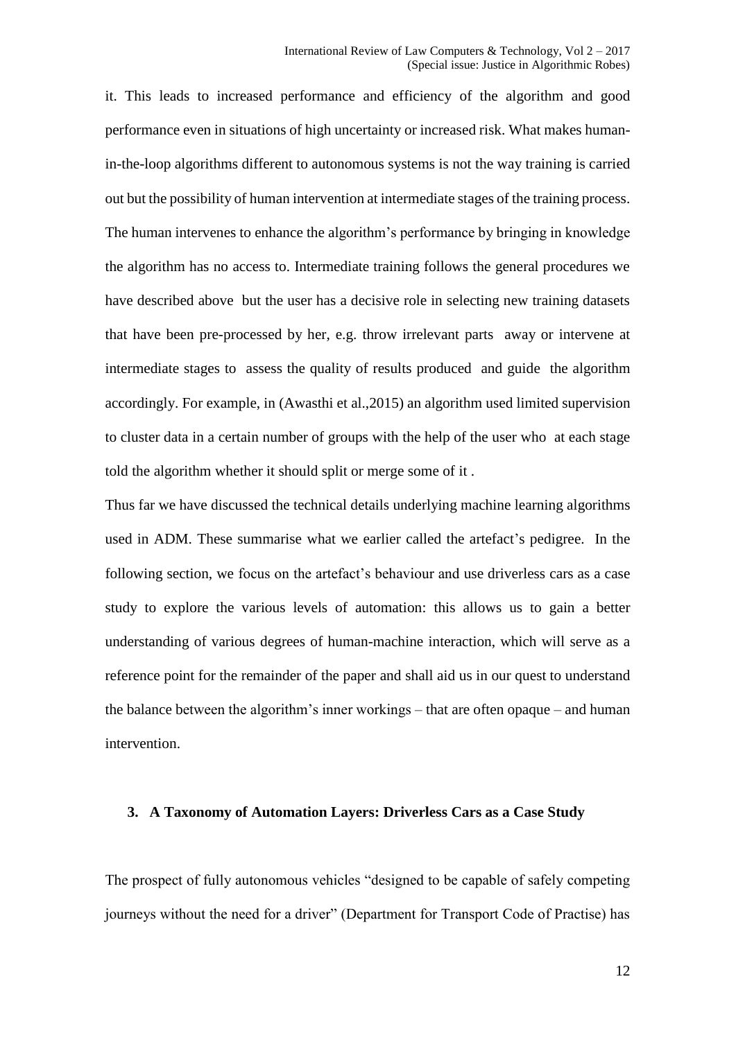it. This leads to increased performance and efficiency of the algorithm and good performance even in situations of high uncertainty or increased risk. What makes human-in-the-loop algorithms different to autonomous systems is not the way training is carried out but the possibility of human intervention at intermediate stages of the training process. The human intervenes to enhance the algorithm's performance by bringing in knowledge the algorithm has no access to. Intermediate training follows the general procedures we have described above but the user has a decisive role in selecting new training datasets that have been pre-processed by her, e.g. throw irrelevant parts away or intervene at intermediate stages to assess the quality of results produced and guide the algorithm accordingly. For example, in (Awasthi et al.,2015) an algorithm used limited supervision to cluster data in a certain number of groups with the help of the user who at each stage told the algorithm whether it should split or merge some of it .

Thus far we have discussed the technical details underlying machine learning algorithms used in ADM. These summarise what we earlier called the artefact's pedigree. In the following section, we focus on the artefact's behaviour and use driverless cars as a case study to explore the various levels of automation: this allows us to gain a better understanding of various degrees of human-machine interaction, which will serve as a reference point for the remainder of the paper and shall aid us in our quest to understand the balance between the algorithm's inner workings – that are often opaque – and human intervention.

## 3. A Taxonomy of Automation Layers: Driverless Cars as a Case Study

The prospect of fully autonomous vehicles "designed to be capable of safely competing journeys without the need for a driver" (Department for Transport Code of Practise) has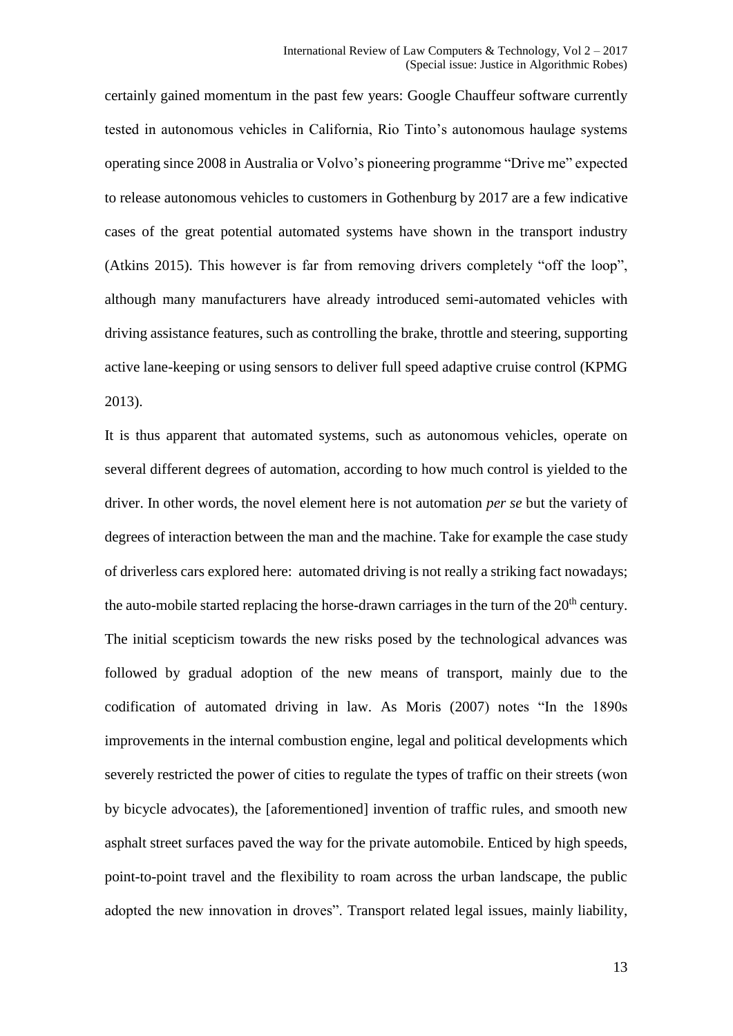certainly gained momentum in the past few years: Google Chauffeur software currently tested in autonomous vehicles in California, Rio Tinto's autonomous haulage systems operating since 2008 in Australia or Volvo's pioneering programme "Drive me" expected to release autonomous vehicles to customers in Gothenburg by 2017 are a few indicative cases of the great potential automated systems have shown in the transport industry (Atkins 2015). This however is far from removing drivers completely "off the loop", although many manufacturers have already introduced semi-automated vehicles with driving assistance features, such as controlling the brake, throttle and steering, supporting active lane-keeping or using sensors to deliver full speed adaptive cruise control (KPMG 2013).

It is thus apparent that automated systems, such as autonomous vehicles, operate on several different degrees of automation, according to how much control is yielded to the driver. In other words, the novel element here is not automation *per se* but the variety of degrees of interaction between the man and the machine. Take for example the case study of driverless cars explored here: automated driving is not really a striking fact nowadays; the auto-mobile started replacing the horse-drawn carriages in the turn of the 20th century. The initial scepticism towards the new risks posed by the technological advances was followed by gradual adoption of the new means of transport, mainly due to the codification of automated driving in law. As Moris (2007) notes "In the 1890s improvements in the internal combustion engine, legal and political developments which severely restricted the power of cities to regulate the types of traffic on their streets (won by bicycle advocates), the [aforementioned] invention of traffic rules, and smooth new asphalt street surfaces paved the way for the private automobile. Enticed by high speeds, point-to-point travel and the flexibility to roam across the urban landscape, the public adopted the new innovation in droves". Transport related legal issues, mainly liability,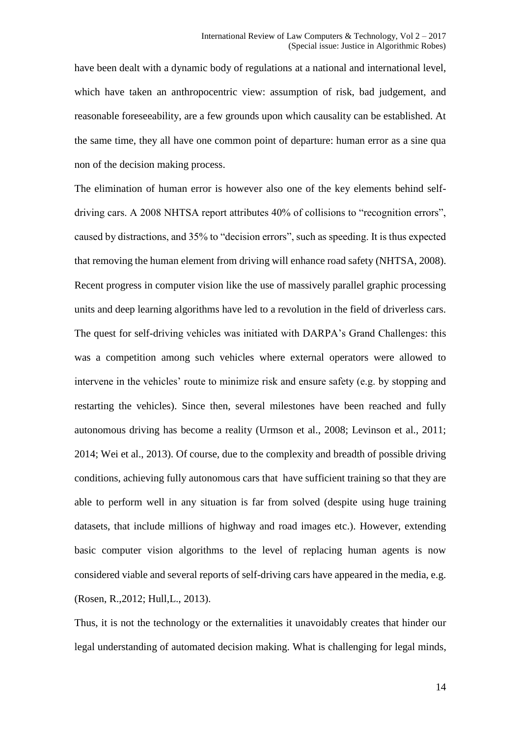have been dealt with a dynamic body of regulations at a national and international level, which have taken an anthropocentric view: assumption of risk, bad judgement, and reasonable foreseeability, are a few grounds upon which causality can be established. At the same time, they all have one common point of departure: human error as a sine qua non of the decision making process.

The elimination of human error is however also one of the key elements behind self-driving cars. A 2008 NHTSA report attributes 40% of collisions to "recognition errors", caused by distractions, and 35% to "decision errors", such as speeding. It is thus expected that removing the human element from driving will enhance road safety (NHTSA, 2008). Recent progress in computer vision like the use of massively parallel graphic processing units and deep learning algorithms have led to a revolution in the field of driverless cars. The quest for self-driving vehicles was initiated with DARPA's Grand Challenges: this was a competition among such vehicles where external operators were allowed to intervene in the vehicles' route to minimize risk and ensure safety (e.g. by stopping and restarting the vehicles). Since then, several milestones have been reached and fully autonomous driving has become a reality (Urmson et al., 2008; Levinson et al., 2011; 2014; Wei et al., 2013). Of course, due to the complexity and breadth of possible driving conditions, achieving fully autonomous cars that have sufficient training so that they are able to perform well in any situation is far from solved (despite using huge training datasets, that include millions of highway and road images etc.). However, extending basic computer vision algorithms to the level of replacing human agents is now considered viable and several reports of self-driving cars have appeared in the media, e.g. (Rosen, R.,2012; Hull,L., 2013).

Thus, it is not the technology or the externalities it unavoidably creates that hinder our legal understanding of automated decision making. What is challenging for legal minds,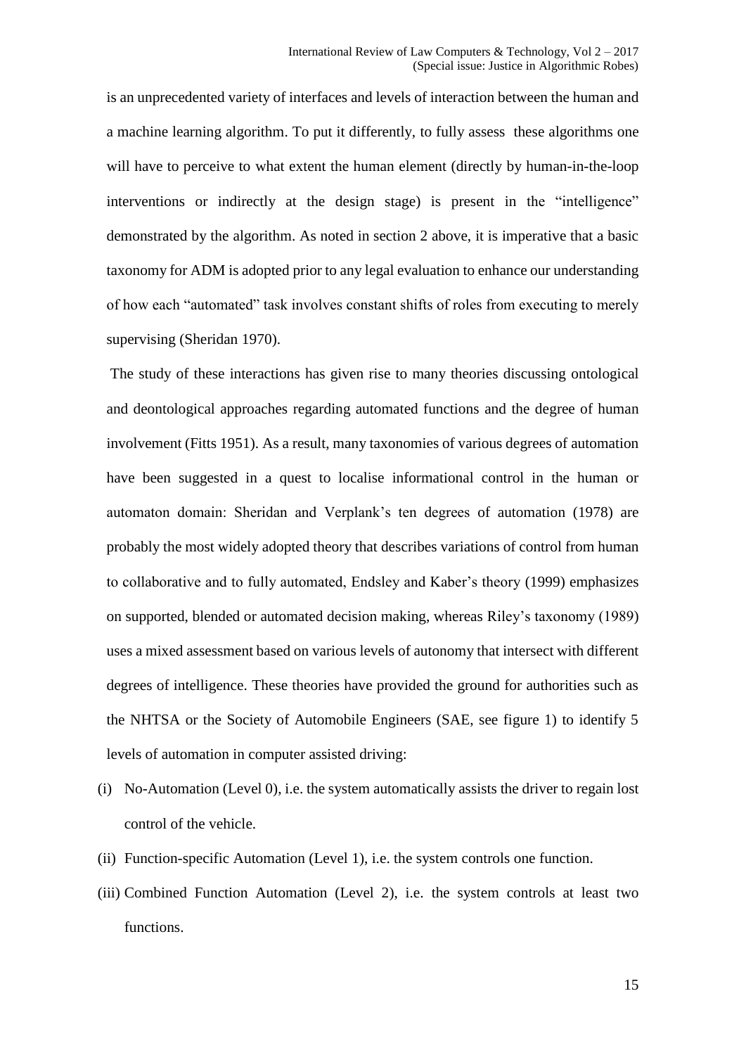is an unprecedented variety of interfaces and levels of interaction between the human and a machine learning algorithm. To put it differently, to fully assess these algorithms one will have to perceive to what extent the human element (directly by human-in-the-loop interventions or indirectly at the design stage) is present in the "intelligence" demonstrated by the algorithm. As noted in section 2 above, it is imperative that a basic taxonomy for ADM is adopted prior to any legal evaluation to enhance our understanding of how each "automated" task involves constant shifts of roles from executing to merely supervising (Sheridan 1970).

The study of these interactions has given rise to many theories discussing ontological and deontological approaches regarding automated functions and the degree of human involvement (Fitts 1951). As a result, many taxonomies of various degrees of automation have been suggested in a quest to localise informational control in the human or automaton domain: Sheridan and Verplank's ten degrees of automation (1978) are probably the most widely adopted theory that describes variations of control from human to collaborative and to fully automated, Endsley and Kaber's theory (1999) emphasizes on supported, blended or automated decision making, whereas Riley's taxonomy (1989) uses a mixed assessment based on various levels of autonomy that intersect with different degrees of intelligence. These theories have provided the ground for authorities such as the NHTSA or the Society of Automobile Engineers (SAE, see figure 1) to identify 5 levels of automation in computer assisted driving:

(i) No-Automation (Level 0), i.e. the system automatically assists the driver to regain lost control of the vehicle.

(ii) Function-specific Automation (Level 1), i.e. the system controls one function.

(iii) Combined Function Automation (Level 2), i.e. the system controls at least two functions.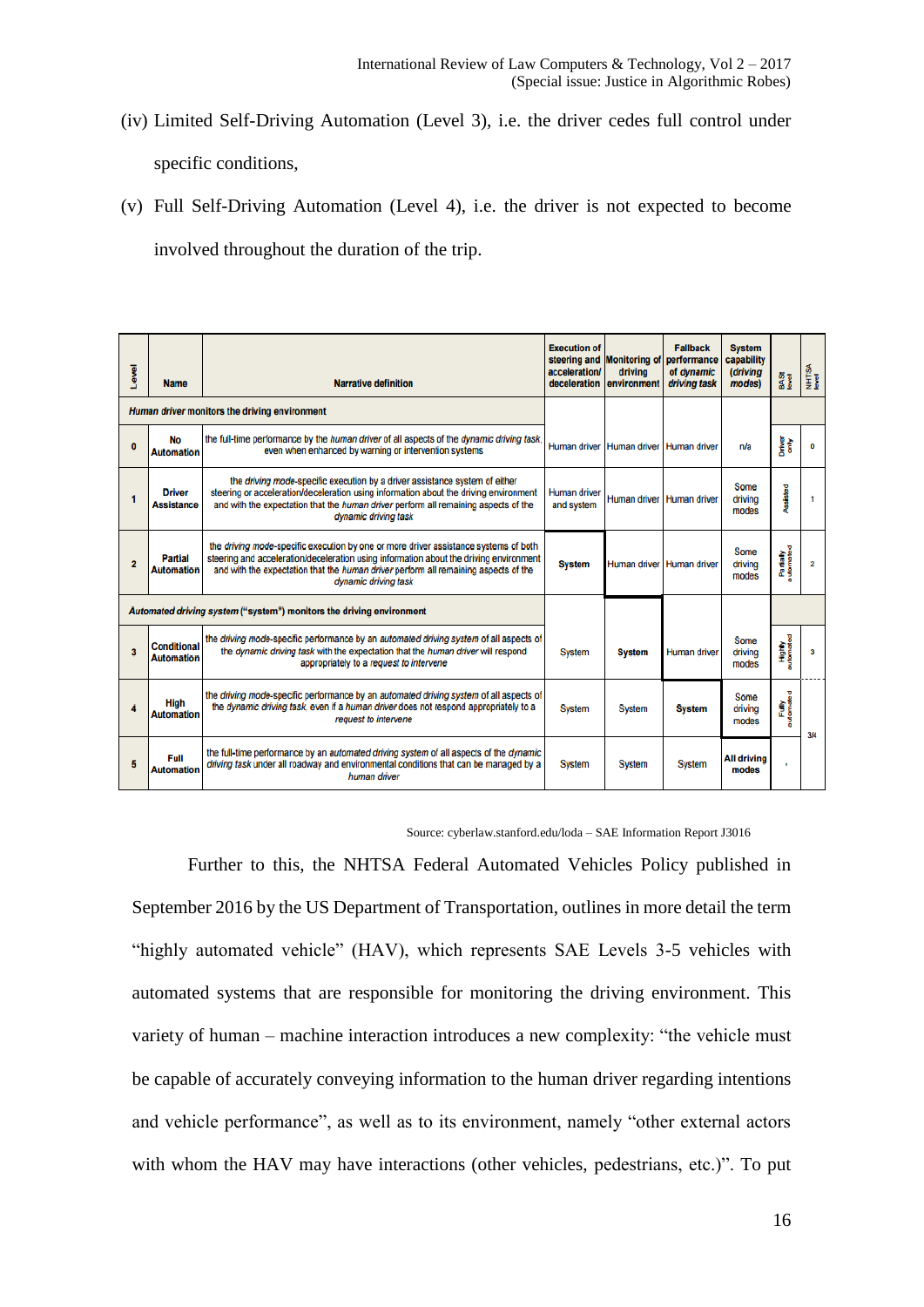(iv) Limited Self-Driving Automation (Level 3), i.e. the driver cedes full control under specific conditions,

(v) Full Self-Driving Automation (Level 4), i.e. the driver is not expected to become involved throughout the duration of the trip.

| Level | Name | Narrative definition | Execution of steering and acceleration/ deceleration | Monitoring of driving environment | Fallback performance of *dynamic driving task* | System capability (*driving modes*) | BASt level | NHTSA level |
|---|---|---|---|---|---|---|---|---|
| *Human driver* monitors the driving environment | | | | | | | | |
| 0 | No Automation | the full-time performance by the *human driver* of all aspects of the *dynamic driving task*, even when enhanced by warning or intervention systems | Human driver | Human driver | Human driver | n/a | Driver only | 0 |
| 1 | Driver Assistance | the *driving mode*-specific execution by a driver assistance system of either steering or acceleration/deceleration using information about the driving environment and with the expectation that the *human driver* perform all remaining aspects of the *dynamic driving task* | Human driver and system | Human driver | Human driver | Some driving modes | Assisted | 1 |
| 2 | Partial Automation | the *driving mode*-specific execution by one or more driver assistance systems of both steering and acceleration/deceleration using information about the driving environment and with the expectation that the *human driver* perform all remaining aspects of the *dynamic driving task* | **System** | Human driver | Human driver | Some driving modes | Partially automated | 2 |
| *Automated driving system* ("system") monitors the driving environment | | | | | | | | |
| 3 | Conditional Automation | the *driving mode*-specific performance by an *automated driving system* of all aspects of the *dynamic driving task* with the expectation that the *human driver* will respond appropriately to a *request to intervene* | System | **System** | Human driver | Some driving modes | Highly automated | 3 |
| 4 | High Automation | the *driving mode*-specific performance by an *automated driving system* of all aspects of the *dynamic driving task*, even if a *human driver* does not respond appropriately to a *request to intervene* | System | System | **System** | Some driving modes | Fully automated | 3/4 |
| 5 | Full Automation | the full-time performance by an *automated driving system* of all aspects of the *dynamic driving task* under all roadway and environmental conditions that can be managed by a *human driver* | System | System | System | All driving modes | - | |

Source: cyberlaw.stanford.edu/loda – SAE Information Report J3016

Further to this, the NHTSA Federal Automated Vehicles Policy published in September 2016 by the US Department of Transportation, outlines in more detail the term "highly automated vehicle" (HAV), which represents SAE Levels 3-5 vehicles with automated systems that are responsible for monitoring the driving environment. This variety of human – machine interaction introduces a new complexity: "the vehicle must be capable of accurately conveying information to the human driver regarding intentions and vehicle performance", as well as to its environment, namely "other external actors with whom the HAV may have interactions (other vehicles, pedestrians, etc.)". To put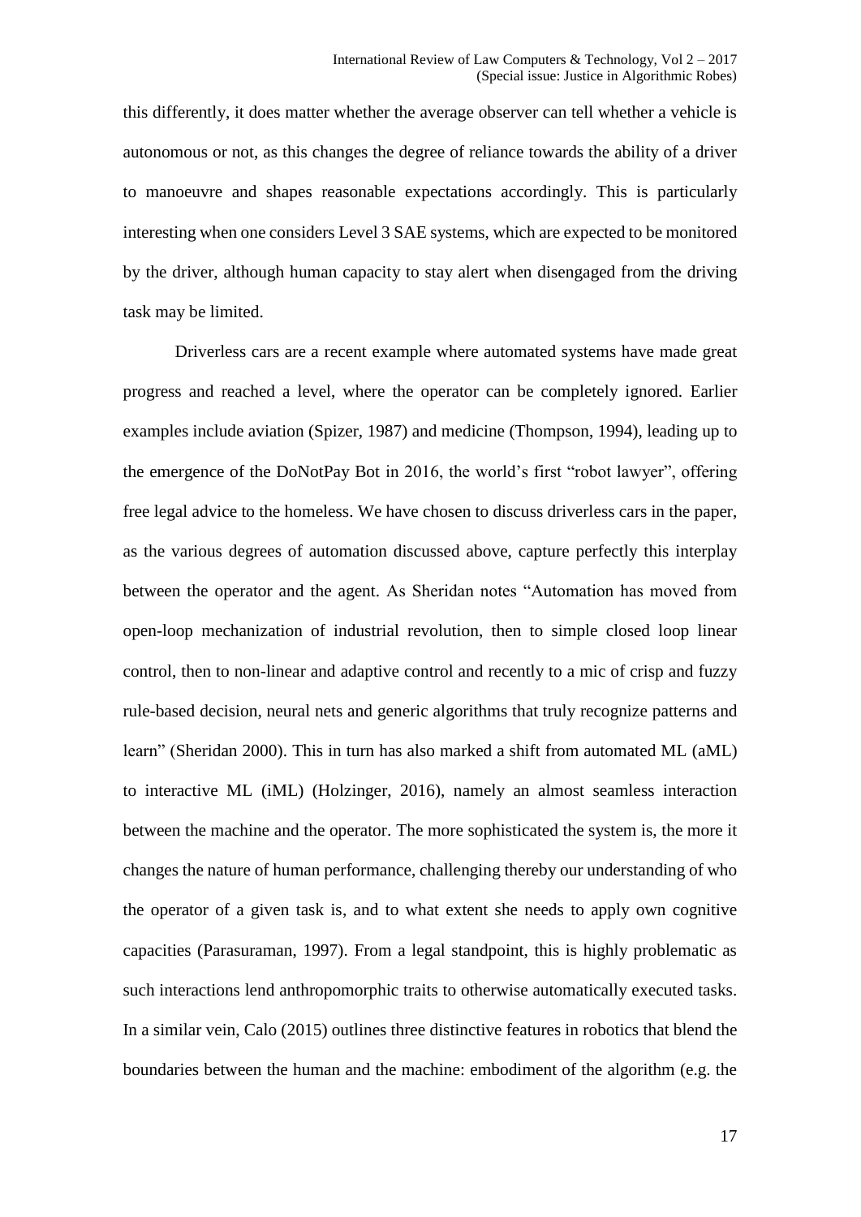this differently, it does matter whether the average observer can tell whether a vehicle is autonomous or not, as this changes the degree of reliance towards the ability of a driver to manoeuvre and shapes reasonable expectations accordingly. This is particularly interesting when one considers Level 3 SAE systems, which are expected to be monitored by the driver, although human capacity to stay alert when disengaged from the driving task may be limited.

Driverless cars are a recent example where automated systems have made great progress and reached a level, where the operator can be completely ignored. Earlier examples include aviation (Spizer, 1987) and medicine (Thompson, 1994), leading up to the emergence of the DoNotPay Bot in 2016, the world's first "robot lawyer", offering free legal advice to the homeless. We have chosen to discuss driverless cars in the paper, as the various degrees of automation discussed above, capture perfectly this interplay between the operator and the agent. As Sheridan notes "Automation has moved from open-loop mechanization of industrial revolution, then to simple closed loop linear control, then to non-linear and adaptive control and recently to a mic of crisp and fuzzy rule-based decision, neural nets and generic algorithms that truly recognize patterns and learn" (Sheridan 2000). This in turn has also marked a shift from automated ML (aML) to interactive ML (iML) (Holzinger, 2016), namely an almost seamless interaction between the machine and the operator. The more sophisticated the system is, the more it changes the nature of human performance, challenging thereby our understanding of who the operator of a given task is, and to what extent she needs to apply own cognitive capacities (Parasuraman, 1997). From a legal standpoint, this is highly problematic as such interactions lend anthropomorphic traits to otherwise automatically executed tasks. In a similar vein, Calo (2015) outlines three distinctive features in robotics that blend the boundaries between the human and the machine: embodiment of the algorithm (e.g. the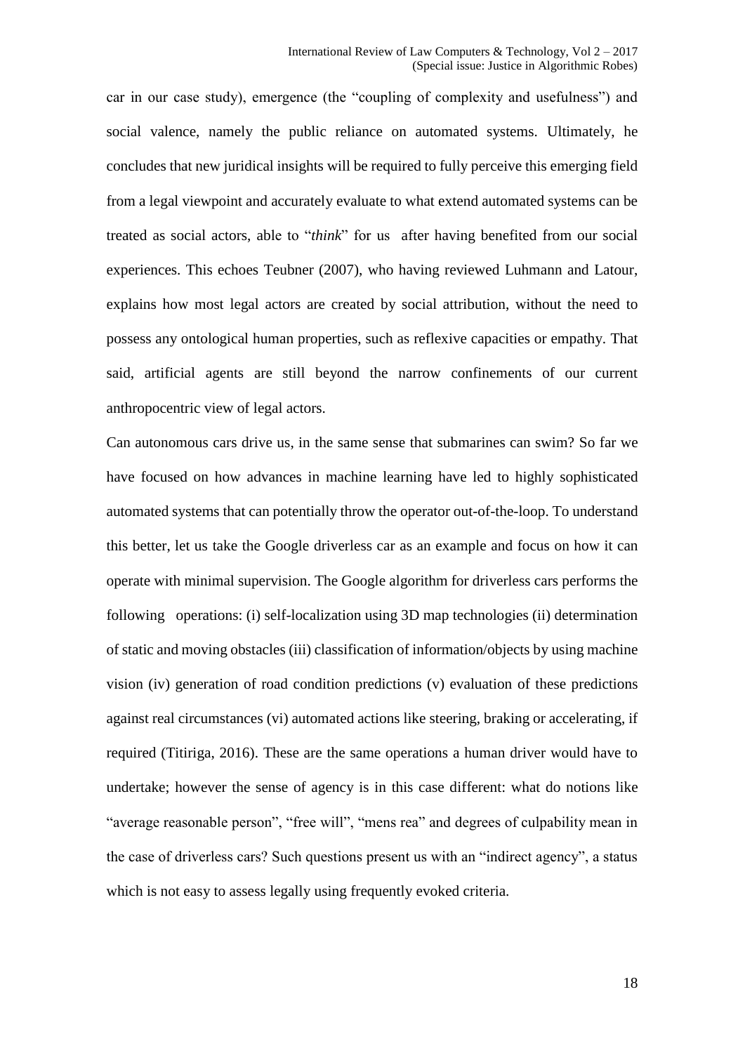car in our case study), emergence (the "coupling of complexity and usefulness") and social valence, namely the public reliance on automated systems. Ultimately, he concludes that new juridical insights will be required to fully perceive this emerging field from a legal viewpoint and accurately evaluate to what extend automated systems can be treated as social actors, able to "*think*" for us after having benefited from our social experiences. This echoes Teubner (2007), who having reviewed Luhmann and Latour, explains how most legal actors are created by social attribution, without the need to possess any ontological human properties, such as reflexive capacities or empathy. That said, artificial agents are still beyond the narrow confinements of our current anthropocentric view of legal actors.

Can autonomous cars drive us, in the same sense that submarines can swim? So far we have focused on how advances in machine learning have led to highly sophisticated automated systems that can potentially throw the operator out-of-the-loop. To understand this better, let us take the Google driverless car as an example and focus on how it can operate with minimal supervision. The Google algorithm for driverless cars performs the following operations: (i) self-localization using 3D map technologies (ii) determination of static and moving obstacles (iii) classification of information/objects by using machine vision (iv) generation of road condition predictions (v) evaluation of these predictions against real circumstances (vi) automated actions like steering, braking or accelerating, if required (Titiriga, 2016). These are the same operations a human driver would have to undertake; however the sense of agency is in this case different: what do notions like "average reasonable person", "free will", "mens rea" and degrees of culpability mean in the case of driverless cars? Such questions present us with an "indirect agency", a status which is not easy to assess legally using frequently evoked criteria.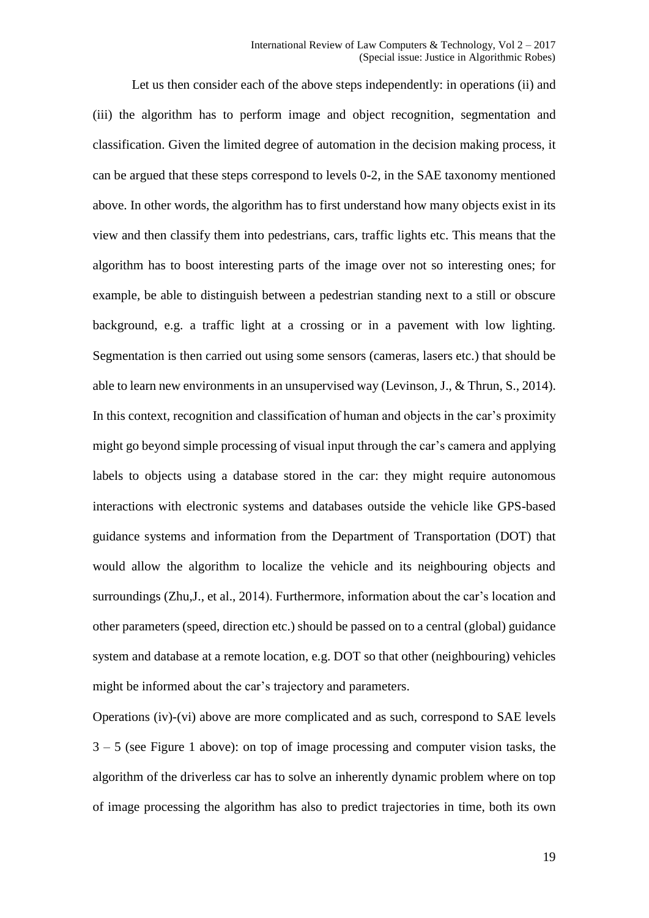Let us then consider each of the above steps independently: in operations (ii) and (iii) the algorithm has to perform image and object recognition, segmentation and classification. Given the limited degree of automation in the decision making process, it can be argued that these steps correspond to levels 0-2, in the SAE taxonomy mentioned above. In other words, the algorithm has to first understand how many objects exist in its view and then classify them into pedestrians, cars, traffic lights etc. This means that the algorithm has to boost interesting parts of the image over not so interesting ones; for example, be able to distinguish between a pedestrian standing next to a still or obscure background, e.g. a traffic light at a crossing or in a pavement with low lighting. Segmentation is then carried out using some sensors (cameras, lasers etc.) that should be able to learn new environments in an unsupervised way (Levinson, J., & Thrun, S., 2014). In this context, recognition and classification of human and objects in the car's proximity might go beyond simple processing of visual input through the car's camera and applying labels to objects using a database stored in the car: they might require autonomous interactions with electronic systems and databases outside the vehicle like GPS-based guidance systems and information from the Department of Transportation (DOT) that would allow the algorithm to localize the vehicle and its neighbouring objects and surroundings (Zhu,J., et al., 2014). Furthermore, information about the car's location and other parameters (speed, direction etc.) should be passed on to a central (global) guidance system and database at a remote location, e.g. DOT so that other (neighbouring) vehicles might be informed about the car's trajectory and parameters.

Operations (iv)-(vi) above are more complicated and as such, correspond to SAE levels 3 – 5 (see Figure 1 above): on top of image processing and computer vision tasks, the algorithm of the driverless car has to solve an inherently dynamic problem where on top of image processing the algorithm has also to predict trajectories in time, both its own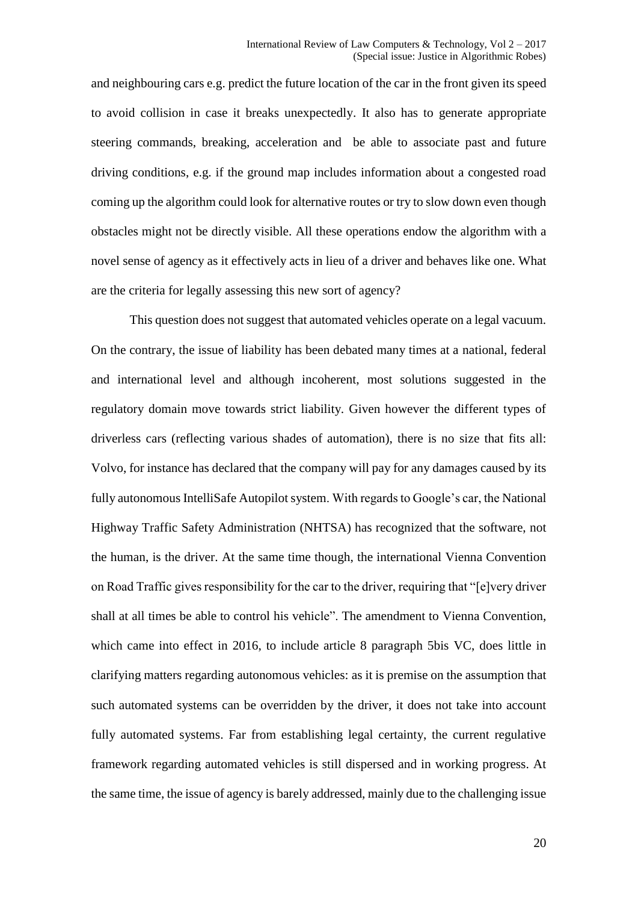and neighbouring cars e.g. predict the future location of the car in the front given its speed to avoid collision in case it breaks unexpectedly. It also has to generate appropriate steering commands, breaking, acceleration and be able to associate past and future driving conditions, e.g. if the ground map includes information about a congested road coming up the algorithm could look for alternative routes or try to slow down even though obstacles might not be directly visible. All these operations endow the algorithm with a novel sense of agency as it effectively acts in lieu of a driver and behaves like one. What are the criteria for legally assessing this new sort of agency?

This question does not suggest that automated vehicles operate on a legal vacuum. On the contrary, the issue of liability has been debated many times at a national, federal and international level and although incoherent, most solutions suggested in the regulatory domain move towards strict liability. Given however the different types of driverless cars (reflecting various shades of automation), there is no size that fits all: Volvo, for instance has declared that the company will pay for any damages caused by its fully autonomous IntelliSafe Autopilot system. With regards to Google's car, the National Highway Traffic Safety Administration (NHTSA) has recognized that the software, not the human, is the driver. At the same time though, the international Vienna Convention on Road Traffic gives responsibility for the car to the driver, requiring that "[e]very driver shall at all times be able to control his vehicle". The amendment to Vienna Convention, which came into effect in 2016, to include article 8 paragraph 5bis VC, does little in clarifying matters regarding autonomous vehicles: as it is premise on the assumption that such automated systems can be overridden by the driver, it does not take into account fully automated systems. Far from establishing legal certainty, the current regulative framework regarding automated vehicles is still dispersed and in working progress. At the same time, the issue of agency is barely addressed, mainly due to the challenging issue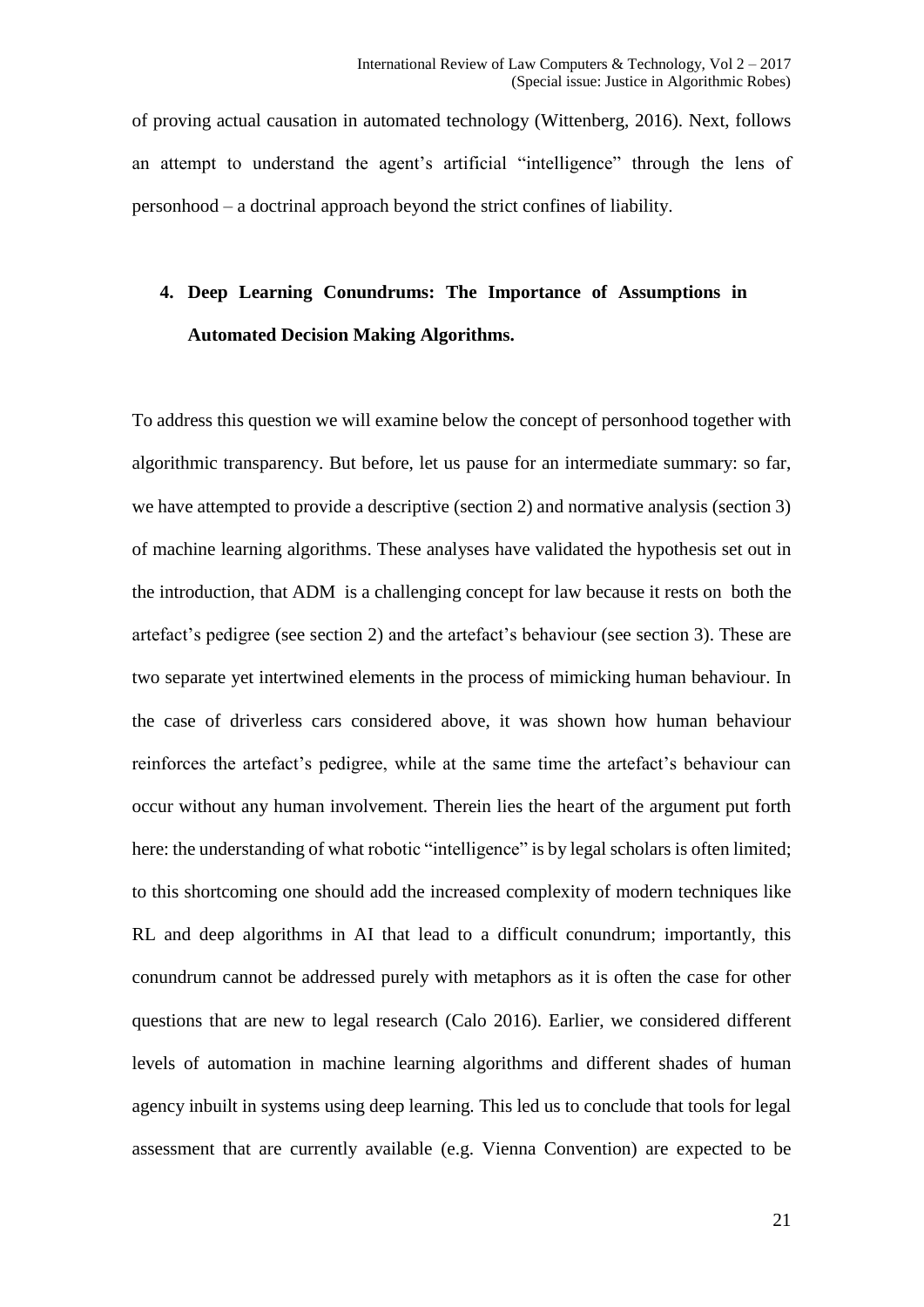of proving actual causation in automated technology (Wittenberg, 2016). Next, follows an attempt to understand the agent's artificial "intelligence" through the lens of personhood – a doctrinal approach beyond the strict confines of liability.

## 4. Deep Learning Conundrums: The Importance of Assumptions in Automated Decision Making Algorithms.

To address this question we will examine below the concept of personhood together with algorithmic transparency. But before, let us pause for an intermediate summary: so far, we have attempted to provide a descriptive (section 2) and normative analysis (section 3) of machine learning algorithms. These analyses have validated the hypothesis set out in the introduction, that ADM is a challenging concept for law because it rests on both the artefact's pedigree (see section 2) and the artefact's behaviour (see section 3). These are two separate yet intertwined elements in the process of mimicking human behaviour. In the case of driverless cars considered above, it was shown how human behaviour reinforces the artefact's pedigree, while at the same time the artefact's behaviour can occur without any human involvement. Therein lies the heart of the argument put forth here: the understanding of what robotic "intelligence" is by legal scholars is often limited; to this shortcoming one should add the increased complexity of modern techniques like RL and deep algorithms in AI that lead to a difficult conundrum; importantly, this conundrum cannot be addressed purely with metaphors as it is often the case for other questions that are new to legal research (Calo 2016). Earlier, we considered different levels of automation in machine learning algorithms and different shades of human agency inbuilt in systems using deep learning. This led us to conclude that tools for legal assessment that are currently available (e.g. Vienna Convention) are expected to be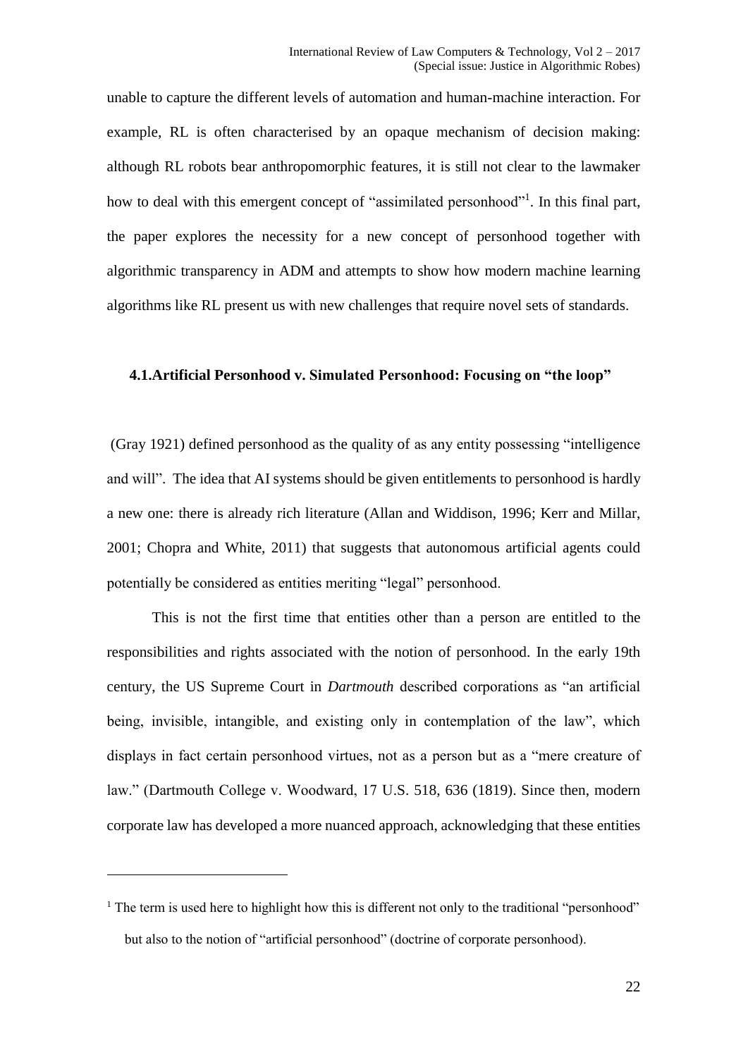unable to capture the different levels of automation and human-machine interaction. For example, RL is often characterised by an opaque mechanism of decision making: although RL robots bear anthropomorphic features, it is still not clear to the lawmaker how to deal with this emergent concept of "assimilated personhood"[1]. In this final part, the paper explores the necessity for a new concept of personhood together with algorithmic transparency in ADM and attempts to show how modern machine learning algorithms like RL present us with new challenges that require novel sets of standards.

### 4.1. Artificial Personhood v. Simulated Personhood: Focusing on "the loop"

(Gray 1921) defined personhood as the quality of as any entity possessing "intelligence and will". The idea that AI systems should be given entitlements to personhood is hardly a new one: there is already rich literature (Allan and Widdison, 1996; Kerr and Millar, 2001; Chopra and White, 2011) that suggests that autonomous artificial agents could potentially be considered as entities meriting "legal" personhood.

This is not the first time that entities other than a person are entitled to the responsibilities and rights associated with the notion of personhood. In the early 19th century, the US Supreme Court in *Dartmouth* described corporations as "an artificial being, invisible, intangible, and existing only in contemplation of the law", which displays in fact certain personhood virtues, not as a person but as a "mere creature of law." (Dartmouth College v. Woodward, 17 U.S. 518, 636 (1819). Since then, modern corporate law has developed a more nuanced approach, acknowledging that these entities

[1] The term is used here to highlight how this is different not only to the traditional "personhood" but also to the notion of "artificial personhood" (doctrine of corporate personhood).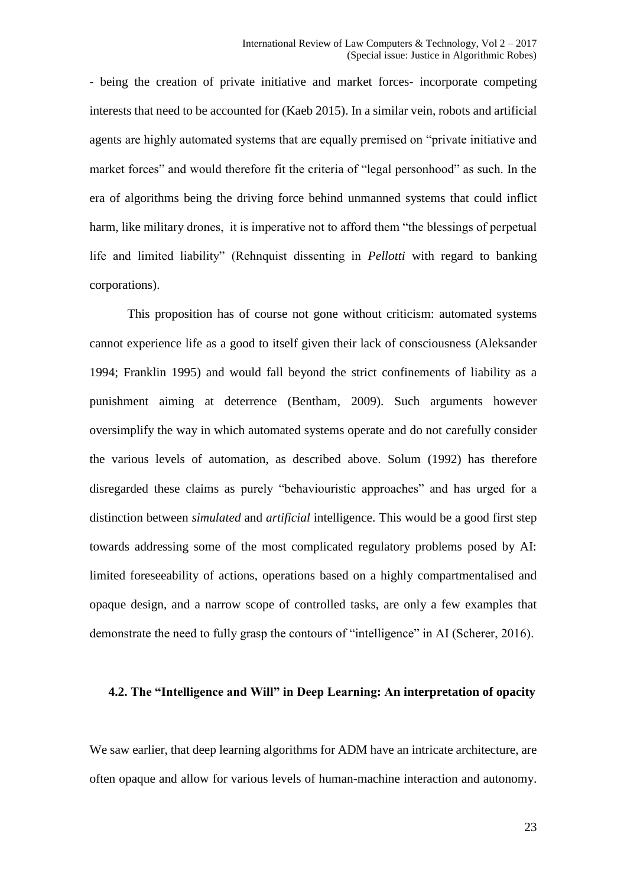- being the creation of private initiative and market forces- incorporate competing interests that need to be accounted for (Kaeb 2015). In a similar vein, robots and artificial agents are highly automated systems that are equally premised on "private initiative and market forces" and would therefore fit the criteria of "legal personhood" as such. In the era of algorithms being the driving force behind unmanned systems that could inflict harm, like military drones, it is imperative not to afford them "the blessings of perpetual life and limited liability" (Rehnquist dissenting in *Pellotti* with regard to banking corporations).

This proposition has of course not gone without criticism: automated systems cannot experience life as a good to itself given their lack of consciousness (Aleksander 1994; Franklin 1995) and would fall beyond the strict confinements of liability as a punishment aiming at deterrence (Bentham, 2009). Such arguments however oversimplify the way in which automated systems operate and do not carefully consider the various levels of automation, as described above. Solum (1992) has therefore disregarded these claims as purely "behaviouristic approaches" and has urged for a distinction between *simulated* and *artificial* intelligence. This would be a good first step towards addressing some of the most complicated regulatory problems posed by AI: limited foreseeability of actions, operations based on a highly compartmentalised and opaque design, and a narrow scope of controlled tasks, are only a few examples that demonstrate the need to fully grasp the contours of "intelligence" in AI (Scherer, 2016).

### 4.2. The "Intelligence and Will" in Deep Learning: An interpretation of opacity

We saw earlier, that deep learning algorithms for ADM have an intricate architecture, are often opaque and allow for various levels of human-machine interaction and autonomy.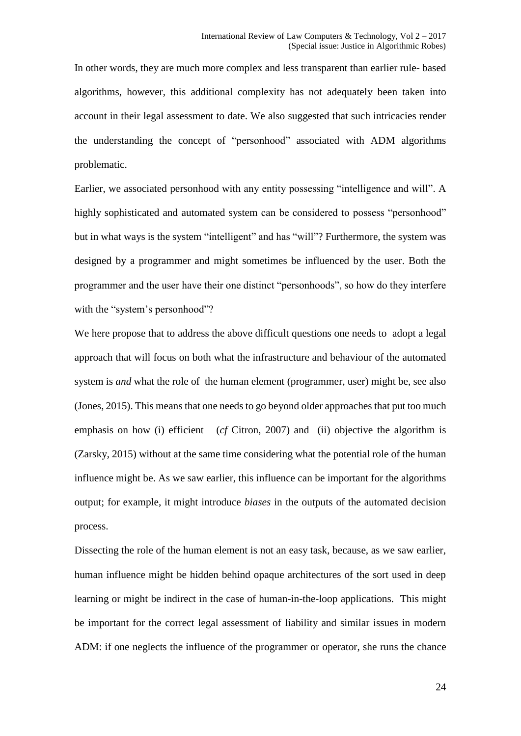In other words, they are much more complex and less transparent than earlier rule- based algorithms, however, this additional complexity has not adequately been taken into account in their legal assessment to date. We also suggested that such intricacies render the understanding the concept of "personhood" associated with ADM algorithms problematic.

Earlier, we associated personhood with any entity possessing "intelligence and will". A highly sophisticated and automated system can be considered to possess "personhood" but in what ways is the system "intelligent" and has "will"? Furthermore, the system was designed by a programmer and might sometimes be influenced by the user. Both the programmer and the user have their one distinct "personhoods", so how do they interfere with the "system's personhood"?

We here propose that to address the above difficult questions one needs to adopt a legal approach that will focus on both what the infrastructure and behaviour of the automated system is *and* what the role of the human element (programmer, user) might be, see also (Jones, 2015). This means that one needs to go beyond older approaches that put too much emphasis on how (i) efficient (*cf* Citron, 2007) and (ii) objective the algorithm is (Zarsky, 2015) without at the same time considering what the potential role of the human influence might be. As we saw earlier, this influence can be important for the algorithms output; for example, it might introduce *biases* in the outputs of the automated decision process.

Dissecting the role of the human element is not an easy task, because, as we saw earlier, human influence might be hidden behind opaque architectures of the sort used in deep learning or might be indirect in the case of human-in-the-loop applications. This might be important for the correct legal assessment of liability and similar issues in modern ADM: if one neglects the influence of the programmer or operator, she runs the chance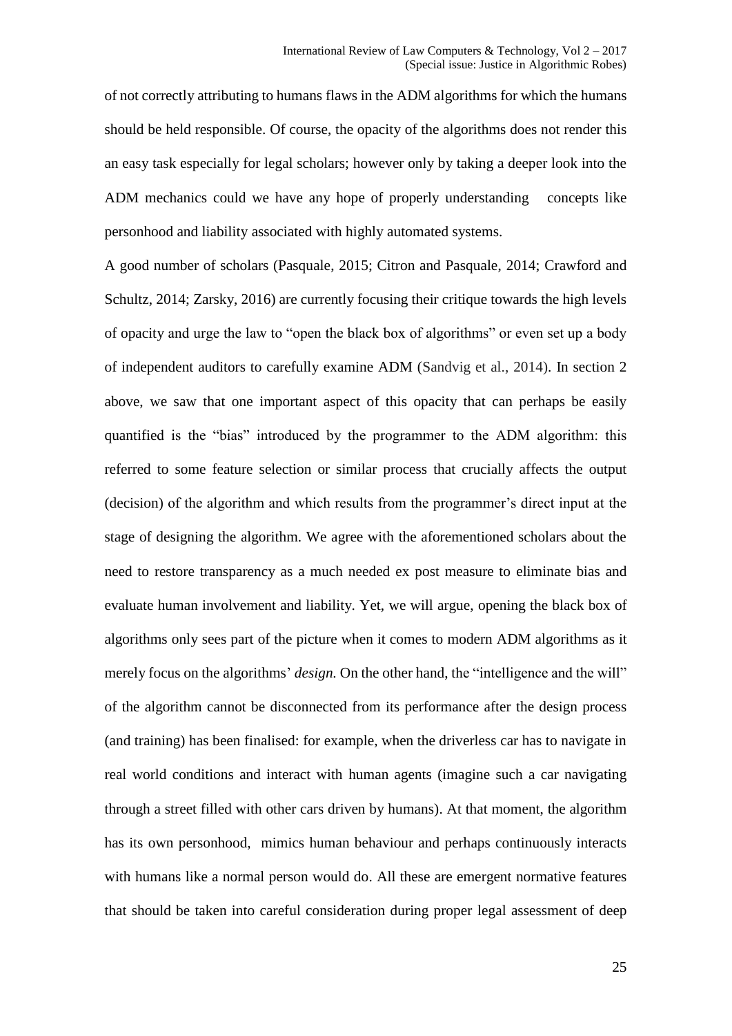of not correctly attributing to humans flaws in the ADM algorithms for which the humans should be held responsible. Of course, the opacity of the algorithms does not render this an easy task especially for legal scholars; however only by taking a deeper look into the ADM mechanics could we have any hope of properly understanding concepts like personhood and liability associated with highly automated systems.

A good number of scholars (Pasquale, 2015; Citron and Pasquale, 2014; Crawford and Schultz, 2014; Zarsky, 2016) are currently focusing their critique towards the high levels of opacity and urge the law to "open the black box of algorithms" or even set up a body of independent auditors to carefully examine ADM (Sandvig et al., 2014). In section 2 above, we saw that one important aspect of this opacity that can perhaps be easily quantified is the "bias" introduced by the programmer to the ADM algorithm: this referred to some feature selection or similar process that crucially affects the output (decision) of the algorithm and which results from the programmer's direct input at the stage of designing the algorithm. We agree with the aforementioned scholars about the need to restore transparency as a much needed ex post measure to eliminate bias and evaluate human involvement and liability. Yet, we will argue, opening the black box of algorithms only sees part of the picture when it comes to modern ADM algorithms as it merely focus on the algorithms' *design.* On the other hand, the "intelligence and the will" of the algorithm cannot be disconnected from its performance after the design process (and training) has been finalised: for example, when the driverless car has to navigate in real world conditions and interact with human agents (imagine such a car navigating through a street filled with other cars driven by humans). At that moment, the algorithm has its own personhood, mimics human behaviour and perhaps continuously interacts with humans like a normal person would do. All these are emergent normative features that should be taken into careful consideration during proper legal assessment of deep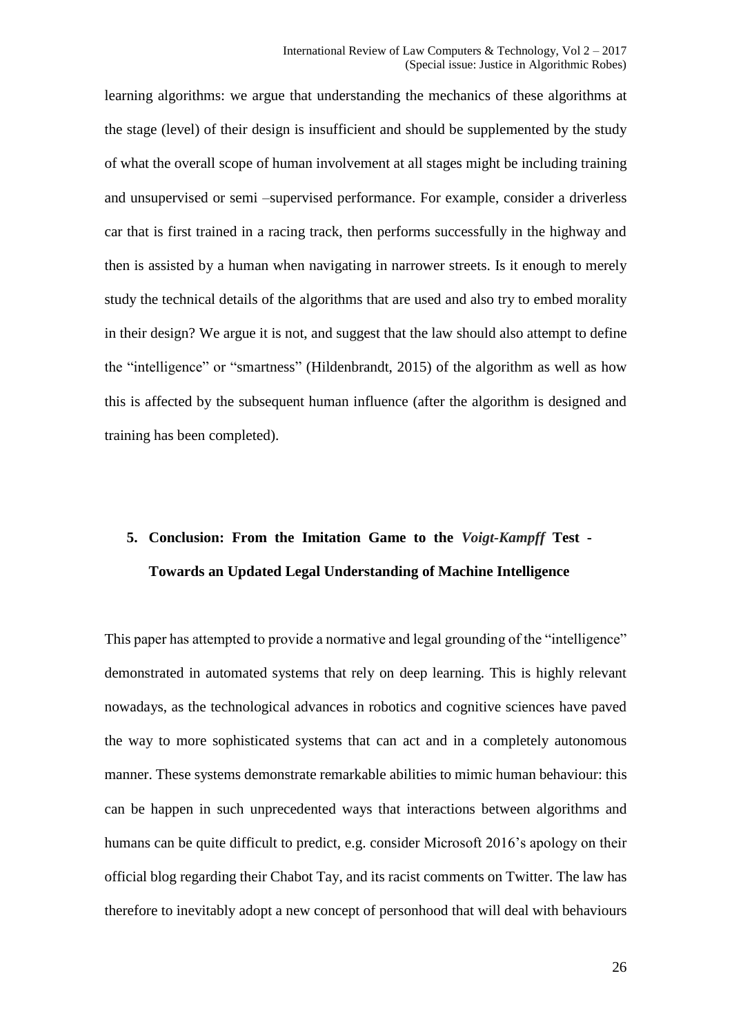learning algorithms: we argue that understanding the mechanics of these algorithms at the stage (level) of their design is insufficient and should be supplemented by the study of what the overall scope of human involvement at all stages might be including training and unsupervised or semi –supervised performance. For example, consider a driverless car that is first trained in a racing track, then performs successfully in the highway and then is assisted by a human when navigating in narrower streets. Is it enough to merely study the technical details of the algorithms that are used and also try to embed morality in their design? We argue it is not, and suggest that the law should also attempt to define the "intelligence" or "smartness" (Hildenbrandt, 2015) of the algorithm as well as how this is affected by the subsequent human influence (after the algorithm is designed and training has been completed).

## 5. Conclusion: From the Imitation Game to the *Voigt-Kampff* Test - Towards an Updated Legal Understanding of Machine Intelligence

This paper has attempted to provide a normative and legal grounding of the "intelligence" demonstrated in automated systems that rely on deep learning. This is highly relevant nowadays, as the technological advances in robotics and cognitive sciences have paved the way to more sophisticated systems that can act and in a completely autonomous manner. These systems demonstrate remarkable abilities to mimic human behaviour: this can be happen in such unprecedented ways that interactions between algorithms and humans can be quite difficult to predict, e.g. consider Microsoft 2016's apology on their official blog regarding their Chabot Tay, and its racist comments on Twitter. The law has therefore to inevitably adopt a new concept of personhood that will deal with behaviours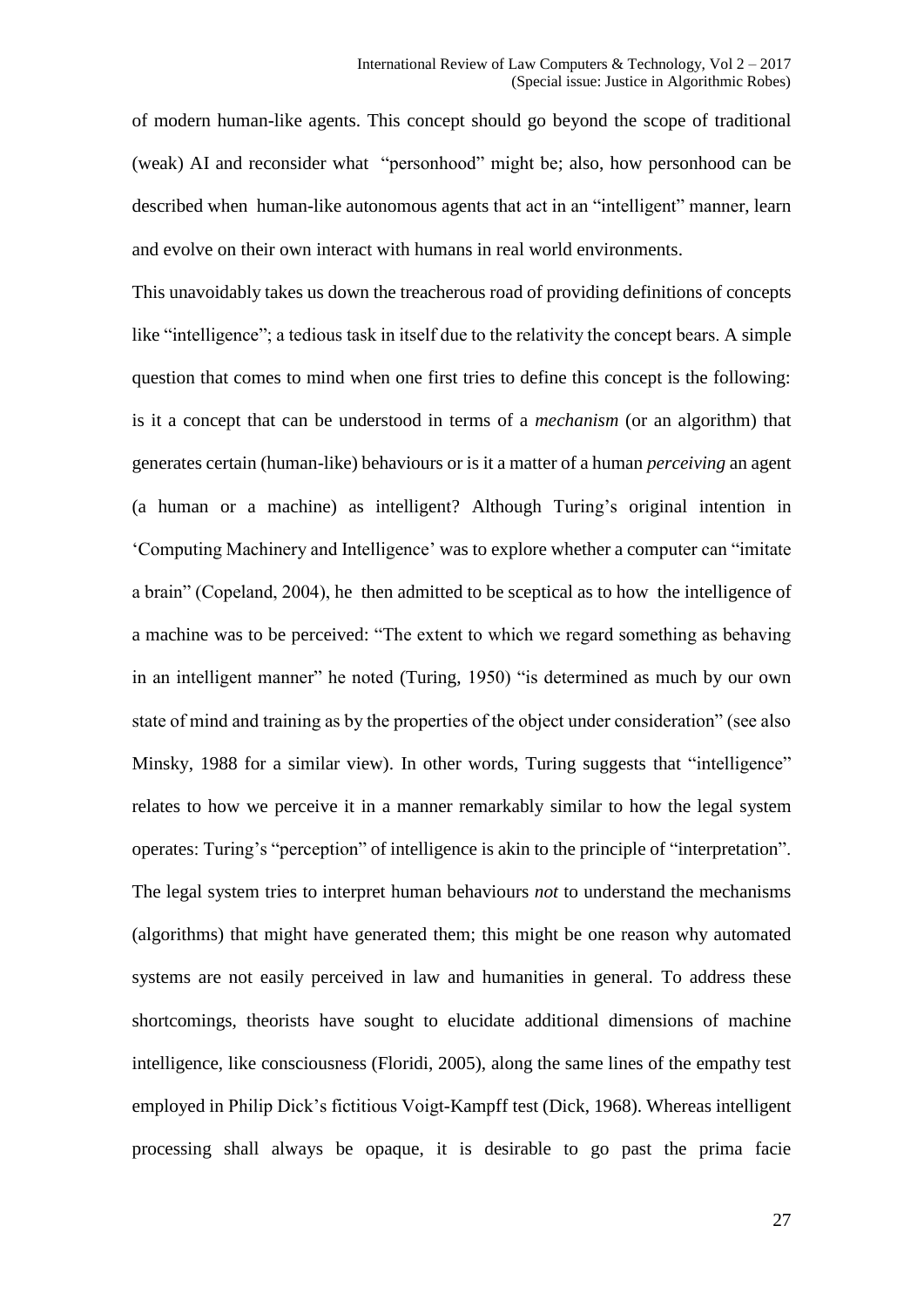of modern human-like agents. This concept should go beyond the scope of traditional (weak) AI and reconsider what "personhood" might be; also, how personhood can be described when human-like autonomous agents that act in an "intelligent" manner, learn and evolve on their own interact with humans in real world environments.

This unavoidably takes us down the treacherous road of providing definitions of concepts like "intelligence"; a tedious task in itself due to the relativity the concept bears. A simple question that comes to mind when one first tries to define this concept is the following: is it a concept that can be understood in terms of a *mechanism* (or an algorithm) that generates certain (human-like) behaviours or is it a matter of a human *perceiving* an agent (a human or a machine) as intelligent? Although Turing's original intention in 'Computing Machinery and Intelligence' was to explore whether a computer can "imitate a brain" (Copeland, 2004), he then admitted to be sceptical as to how the intelligence of a machine was to be perceived: "The extent to which we regard something as behaving in an intelligent manner" he noted (Turing, 1950) "is determined as much by our own state of mind and training as by the properties of the object under consideration" (see also Minsky, 1988 for a similar view). In other words, Turing suggests that "intelligence" relates to how we perceive it in a manner remarkably similar to how the legal system operates: Turing's "perception" of intelligence is akin to the principle of "interpretation". The legal system tries to interpret human behaviours *not* to understand the mechanisms (algorithms) that might have generated them; this might be one reason why automated systems are not easily perceived in law and humanities in general. To address these shortcomings, theorists have sought to elucidate additional dimensions of machine intelligence, like consciousness (Floridi, 2005), along the same lines of the empathy test employed in Philip Dick's fictitious Voigt-Kampff test (Dick, 1968). Whereas intelligent processing shall always be opaque, it is desirable to go past the prima facie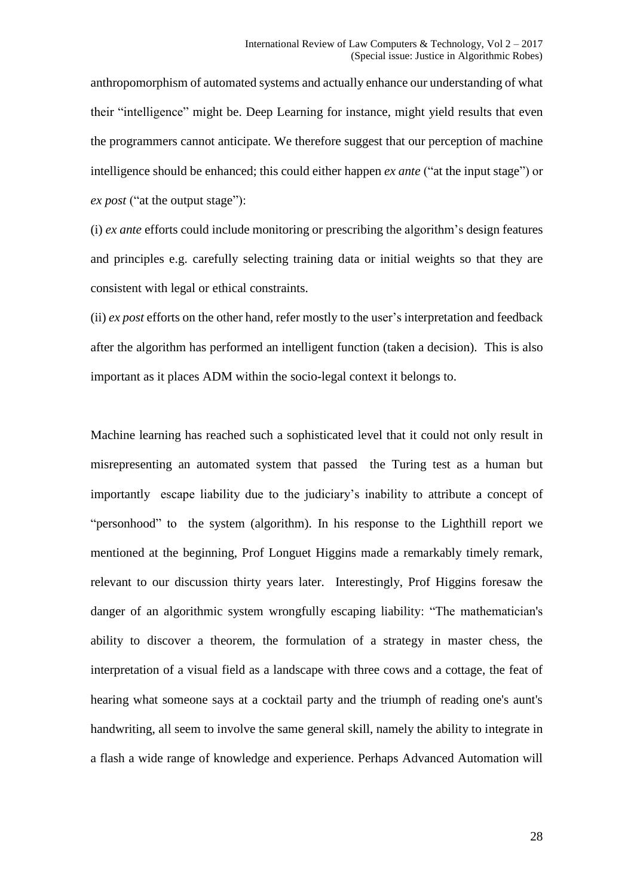anthropomorphism of automated systems and actually enhance our understanding of what their "intelligence" might be. Deep Learning for instance, might yield results that even the programmers cannot anticipate. We therefore suggest that our perception of machine intelligence should be enhanced; this could either happen *ex ante* ("at the input stage") or *ex post* ("at the output stage"):

(i) *ex ante* efforts could include monitoring or prescribing the algorithm's design features and principles e.g. carefully selecting training data or initial weights so that they are consistent with legal or ethical constraints.

(ii) *ex post* efforts on the other hand, refer mostly to the user's interpretation and feedback after the algorithm has performed an intelligent function (taken a decision). This is also important as it places ADM within the socio-legal context it belongs to.

Machine learning has reached such a sophisticated level that it could not only result in misrepresenting an automated system that passed the Turing test as a human but importantly escape liability due to the judiciary's inability to attribute a concept of "personhood" to the system (algorithm). In his response to the Lighthill report we mentioned at the beginning, Prof Longuet Higgins made a remarkably timely remark, relevant to our discussion thirty years later. Interestingly, Prof Higgins foresaw the danger of an algorithmic system wrongfully escaping liability: "The mathematician's ability to discover a theorem, the formulation of a strategy in master chess, the interpretation of a visual field as a landscape with three cows and a cottage, the feat of hearing what someone says at a cocktail party and the triumph of reading one's aunt's handwriting, all seem to involve the same general skill, namely the ability to integrate in a flash a wide range of knowledge and experience. Perhaps Advanced Automation will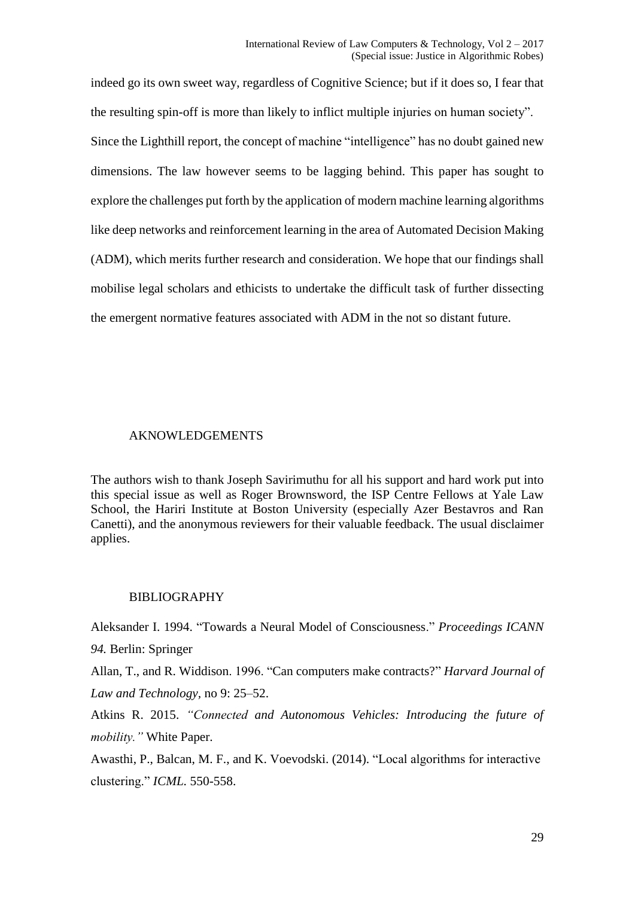indeed go its own sweet way, regardless of Cognitive Science; but if it does so, I fear that the resulting spin-off is more than likely to inflict multiple injuries on human society".

Since the Lighthill report, the concept of machine "intelligence" has no doubt gained new dimensions. The law however seems to be lagging behind. This paper has sought to explore the challenges put forth by the application of modern machine learning algorithms like deep networks and reinforcement learning in the area of Automated Decision Making (ADM), which merits further research and consideration. We hope that our findings shall mobilise legal scholars and ethicists to undertake the difficult task of further dissecting the emergent normative features associated with ADM in the not so distant future.

## AKNOWLEDGEMENTS

The authors wish to thank Joseph Savirimuthu for all his support and hard work put into this special issue as well as Roger Brownsword, the ISP Centre Fellows at Yale Law School, the Hariri Institute at Boston University (especially Azer Bestavros and Ran Canetti), and the anonymous reviewers for their valuable feedback. The usual disclaimer applies.

## BIBLIOGRAPHY

Aleksander I. 1994. "Towards a Neural Model of Consciousness." *Proceedings ICANN 94.* Berlin: Springer

Allan, T., and R. Widdison. 1996. "Can computers make contracts?" *Harvard Journal of Law and Technology*, no 9: 25–52.

Atkins R. 2015. *"Connected and Autonomous Vehicles: Introducing the future of mobility."* White Paper.

Awasthi, P., Balcan, M. F., and K. Voevodski. (2014). "Local algorithms for interactive clustering." *ICML.* 550-558.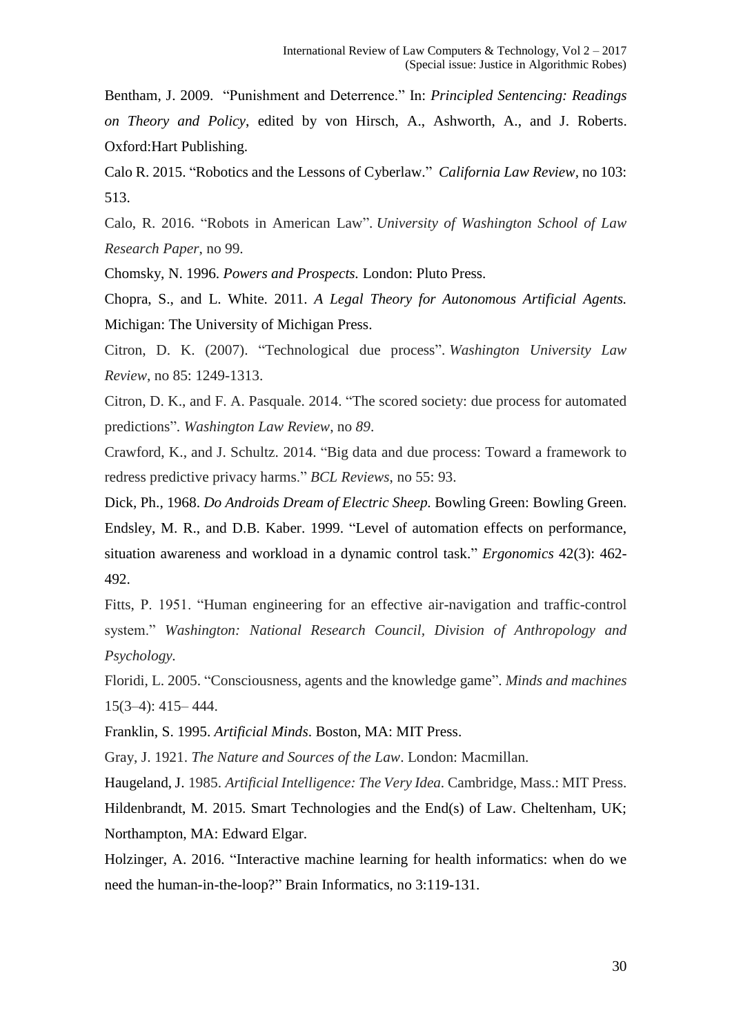Bentham, J. 2009. "Punishment and Deterrence." In: *Principled Sentencing: Readings on Theory and Policy*, edited by von Hirsch, A., Ashworth, A., and J. Roberts. Oxford:Hart Publishing.

Calo R. 2015. "Robotics and the Lessons of Cyberlaw." *California Law Review*, no 103: 513.

Calo, R. 2016. "Robots in American Law". *University of Washington School of Law Research Paper*, no 99.

Chomsky, N. 1996. *Powers and Prospects.* London: Pluto Press.

Chopra, S., and L. White. 2011. *A Legal Theory for Autonomous Artificial Agents.* Michigan: The University of Michigan Press.

Citron, D. K. (2007). "Technological due process". *Washington University Law Review*, no 85: 1249-1313.

Citron, D. K., and F. A. Pasquale. 2014. "The scored society: due process for automated predictions". *Washington Law Review*, no *89*.

Crawford, K., and J. Schultz. 2014. "Big data and due process: Toward a framework to redress predictive privacy harms." *BCL Reviews*, no 55: 93.

Dick, Ph., 1968. *Do Androids Dream of Electric Sheep.* Bowling Green: Bowling Green.

Endsley, M. R., and D.B. Kaber. 1999. "Level of automation effects on performance, situation awareness and workload in a dynamic control task." *Ergonomics* 42(3): 462-492.

Fitts, P. 1951. "Human engineering for an effective air-navigation and traffic-control system." *Washington: National Research Council, Division of Anthropology and Psychology.*

Floridi, L. 2005. "Consciousness, agents and the knowledge game". *Minds and machines* 15(3–4): 415– 444.

Franklin, S. 1995. *Artificial Minds*. Boston, MA: MIT Press.

Gray, J. 1921. *The Nature and Sources of the Law*. London: Macmillan.

Haugeland, J. 1985. *Artificial Intelligence: The Very Idea*. Cambridge, Mass.: MIT Press.

Hildenbrandt, M. 2015. Smart Technologies and the End(s) of Law. Cheltenham, UK; Northampton, MA: Edward Elgar.

Holzinger, A. 2016. "Interactive machine learning for health informatics: when do we need the human-in-the-loop?" Brain Informatics, no 3:119-131.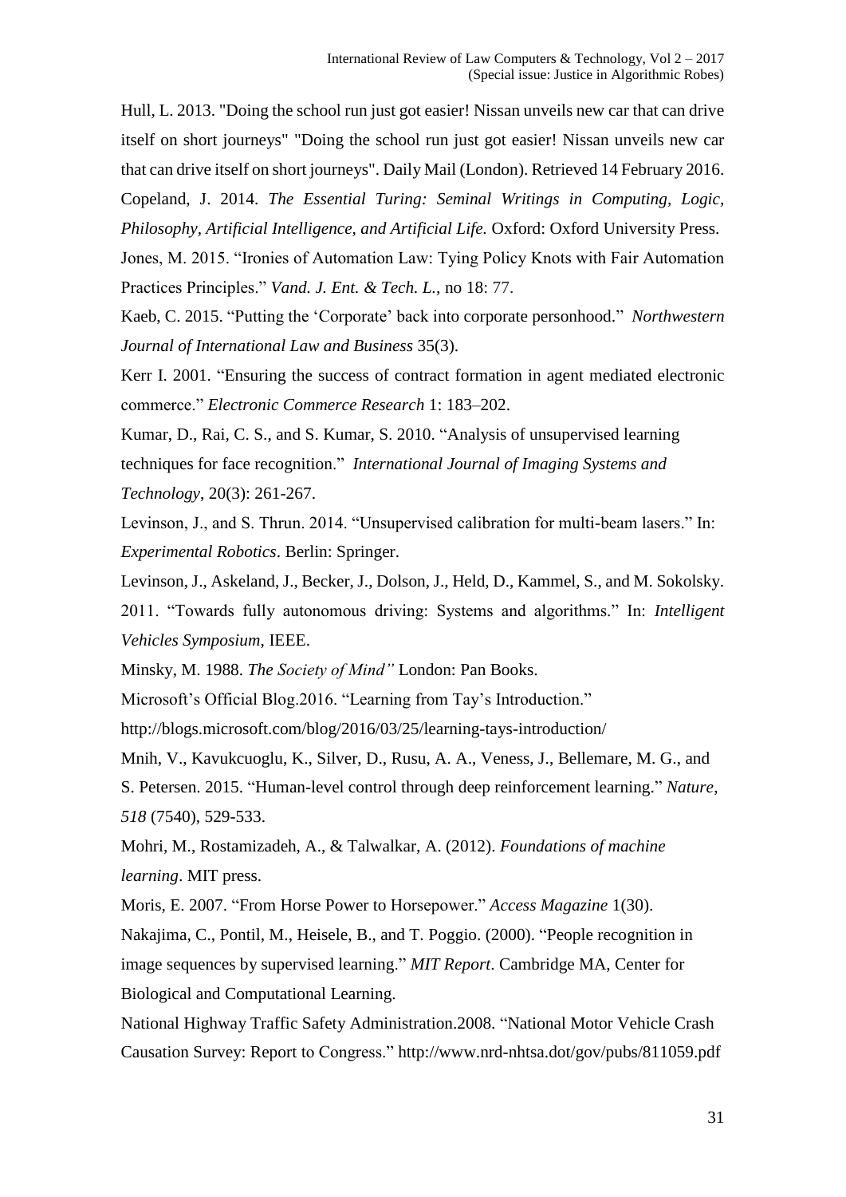Hull, L. 2013. "Doing the school run just got easier! Nissan unveils new car that can drive itself on short journeys" "Doing the school run just got easier! Nissan unveils new car that can drive itself on short journeys". Daily Mail (London). Retrieved 14 February 2016.

Copeland, J. 2014. *The Essential Turing: Seminal Writings in Computing, Logic, Philosophy, Artificial Intelligence, and Artificial Life.* Oxford: Oxford University Press.

Jones, M. 2015. "Ironies of Automation Law: Tying Policy Knots with Fair Automation Practices Principles." *Vand. J. Ent. & Tech. L.*, no 18: 77.

Kaeb, C. 2015. "Putting the 'Corporate' back into corporate personhood." *Northwestern Journal of International Law and Business* 35(3).

Kerr I. 2001. "Ensuring the success of contract formation in agent mediated electronic commerce." *Electronic Commerce Research* 1: 183–202.

Kumar, D., Rai, C. S., and S. Kumar, S. 2010. "Analysis of unsupervised learning techniques for face recognition." *International Journal of Imaging Systems and Technology*, 20(3): 261-267.

Levinson, J., and S. Thrun. 2014. "Unsupervised calibration for multi-beam lasers." In: *Experimental Robotics*. Berlin: Springer.

Levinson, J., Askeland, J., Becker, J., Dolson, J., Held, D., Kammel, S., and M. Sokolsky. 2011. "Towards fully autonomous driving: Systems and algorithms." In: *Intelligent Vehicles Symposium*, IEEE.

Minsky, M. 1988. *The Society of Mind"* London: Pan Books.

Microsoft's Official Blog.2016. "Learning from Tay's Introduction."
http://blogs.microsoft.com/blog/2016/03/25/learning-tays-introduction/

Mnih, V., Kavukcuoglu, K., Silver, D., Rusu, A. A., Veness, J., Bellemare, M. G., and S. Petersen. 2015. "Human-level control through deep reinforcement learning." *Nature*, *518* (7540), 529-533.

Mohri, M., Rostamizadeh, A., & Talwalkar, A. (2012). *Foundations of machine learning*. MIT press.

Moris, E. 2007. "From Horse Power to Horsepower." *Access Magazine* 1(30).

Nakajima, C., Pontil, M., Heisele, B., and T. Poggio. (2000). "People recognition in image sequences by supervised learning." *MIT Report*. Cambridge MA, Center for Biological and Computational Learning.

National Highway Traffic Safety Administration.2008. "National Motor Vehicle Crash Causation Survey: Report to Congress." http://www.nrd-nhtsa.dot/gov/pubs/811059.pdf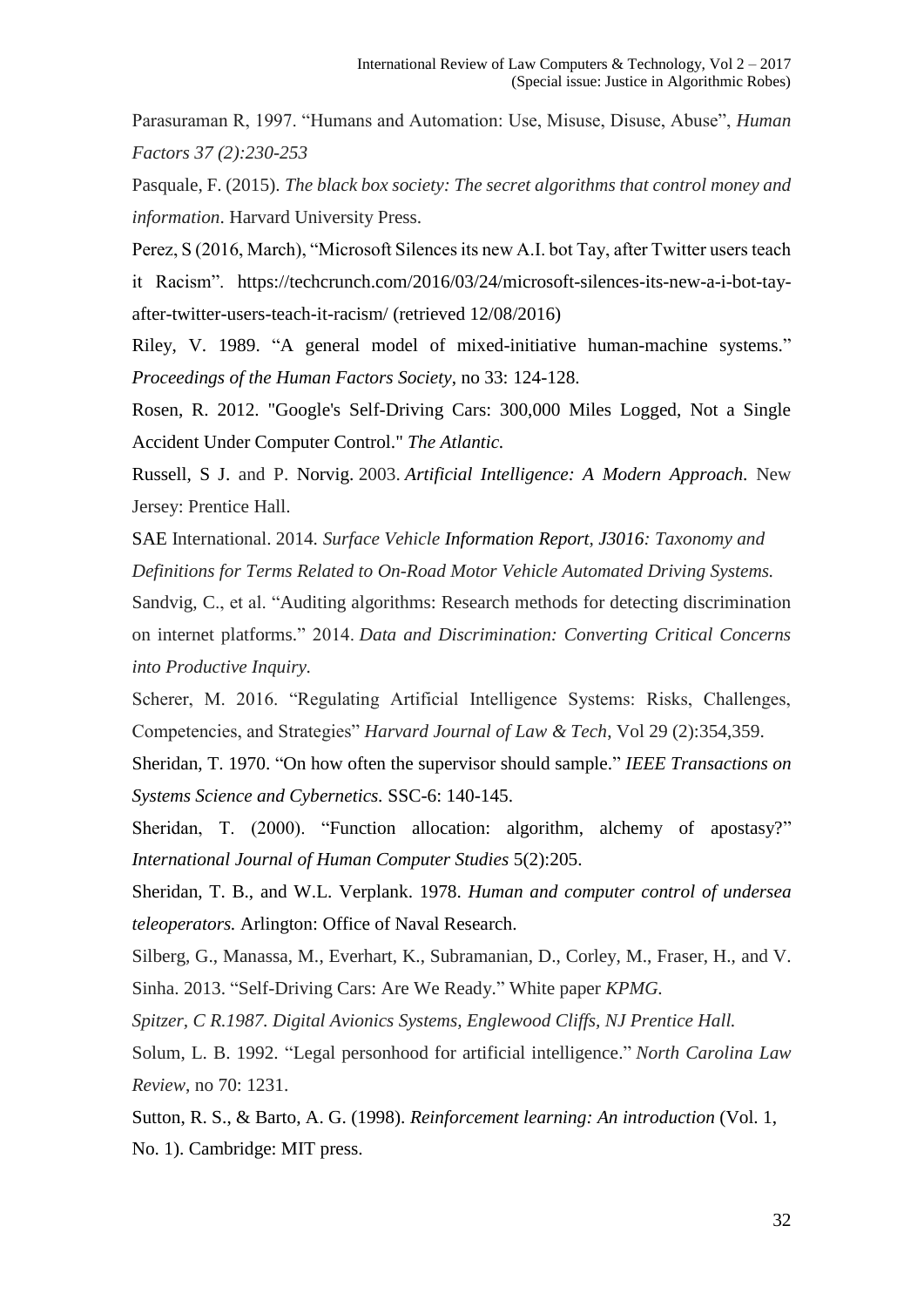Parasuraman R, 1997. "Humans and Automation: Use, Misuse, Disuse, Abuse", *Human Factors 37 (2):230-253*

Pasquale, F. (2015). *The black box society: The secret algorithms that control money and information*. Harvard University Press.

Perez, S (2016, March), "Microsoft Silences its new A.I. bot Tay, after Twitter users teach it Racism". https://techcrunch.com/2016/03/24/microsoft-silences-its-new-a-i-bot-tay-after-twitter-users-teach-it-racism/ (retrieved 12/08/2016)

Riley, V. 1989. "A general model of mixed-initiative human-machine systems." *Proceedings of the Human Factors Society*, no 33: 124-128.

Rosen, R. 2012. "Google's Self-Driving Cars: 300,000 Miles Logged, Not a Single Accident Under Computer Control." *The Atlantic.*

Russell, S J. and P. Norvig. 2003. *Artificial Intelligence: A Modern Approach.* New Jersey: Prentice Hall.

SAE International. 2014. *Surface Vehicle Information Report, J3016: Taxonomy and Definitions for Terms Related to On-Road Motor Vehicle Automated Driving Systems.*

Sandvig, C., et al. "Auditing algorithms: Research methods for detecting discrimination on internet platforms." 2014. *Data and Discrimination: Converting Critical Concerns into Productive Inquiry.*

Scherer, M. 2016. "Regulating Artificial Intelligence Systems: Risks, Challenges, Competencies, and Strategies" *Harvard Journal of Law & Tech*, Vol 29 (2):354,359.

Sheridan, T. 1970. "On how often the supervisor should sample." *IEEE Transactions on Systems Science and Cybernetics.* SSC-6: 140-145.

Sheridan, T. (2000). "Function allocation: algorithm, alchemy of apostasy?" *International Journal of Human Computer Studies* 5(2):205.

Sheridan, T. B., and W.L. Verplank. 1978. *Human and computer control of undersea teleoperators.* Arlington: Office of Naval Research.

Silberg, G., Manassa, M., Everhart, K., Subramanian, D., Corley, M., Fraser, H., and V. Sinha. 2013. "Self-Driving Cars: Are We Ready." White paper *KPMG.*

*Spitzer, C R.1987. Digital Avionics Systems, Englewood Cliffs, NJ Prentice Hall.*

Solum, L. B. 1992. "Legal personhood for artificial intelligence." *North Carolina Law Review*, no 70: 1231.

Sutton, R. S., & Barto, A. G. (1998). *Reinforcement learning: An introduction* (Vol. 1, No. 1). Cambridge: MIT press.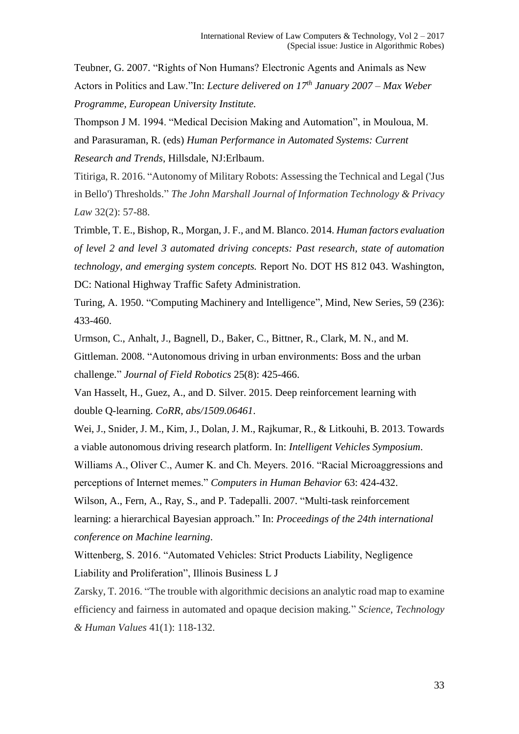Teubner, G. 2007. "Rights of Non Humans? Electronic Agents and Animals as New Actors in Politics and Law."In: *Lecture delivered on 17th January 2007 – Max Weber Programme, European University Institute.*

Thompson J M. 1994. "Medical Decision Making and Automation", in Mouloua, M. and Parasuraman, R. (eds) *Human Performance in Automated Systems: Current Research and Trends*, Hillsdale, NJ:Erlbaum.

Titiriga, R. 2016. "Autonomy of Military Robots: Assessing the Technical and Legal ('Jus in Bello') Thresholds." *The John Marshall Journal of Information Technology & Privacy Law* 32(2): 57-88.

Trimble, T. E., Bishop, R., Morgan, J. F., and M. Blanco. 2014. *Human factors evaluation of level 2 and level 3 automated driving concepts: Past research, state of automation technology, and emerging system concepts.* Report No. DOT HS 812 043. Washington, DC: National Highway Traffic Safety Administration.

Turing, A. 1950. "Computing Machinery and Intelligence", Mind, New Series, 59 (236): 433-460.

Urmson, C., Anhalt, J., Bagnell, D., Baker, C., Bittner, R., Clark, M. N., and M. Gittleman. 2008. "Autonomous driving in urban environments: Boss and the urban challenge." *Journal of Field Robotics* 25(8): 425-466.

Van Hasselt, H., Guez, A., and D. Silver. 2015. Deep reinforcement learning with double Q-learning. *CoRR, abs/1509.06461*.

Wei, J., Snider, J. M., Kim, J., Dolan, J. M., Rajkumar, R., & Litkouhi, B. 2013. Towards a viable autonomous driving research platform. In: *Intelligent Vehicles Symposium*.

Williams A., Oliver C., Aumer K. and Ch. Meyers. 2016. "Racial Microaggressions and perceptions of Internet memes." *Computers in Human Behavior* 63: 424-432.

Wilson, A., Fern, A., Ray, S., and P. Tadepalli. 2007. "Multi-task reinforcement learning: a hierarchical Bayesian approach." In: *Proceedings of the 24th international conference on Machine learning*.

Wittenberg, S. 2016. "Automated Vehicles: Strict Products Liability, Negligence Liability and Proliferation", Illinois Business L J

Zarsky, T. 2016. "The trouble with algorithmic decisions an analytic road map to examine efficiency and fairness in automated and opaque decision making." *Science, Technology & Human Values* 41(1): 118-132.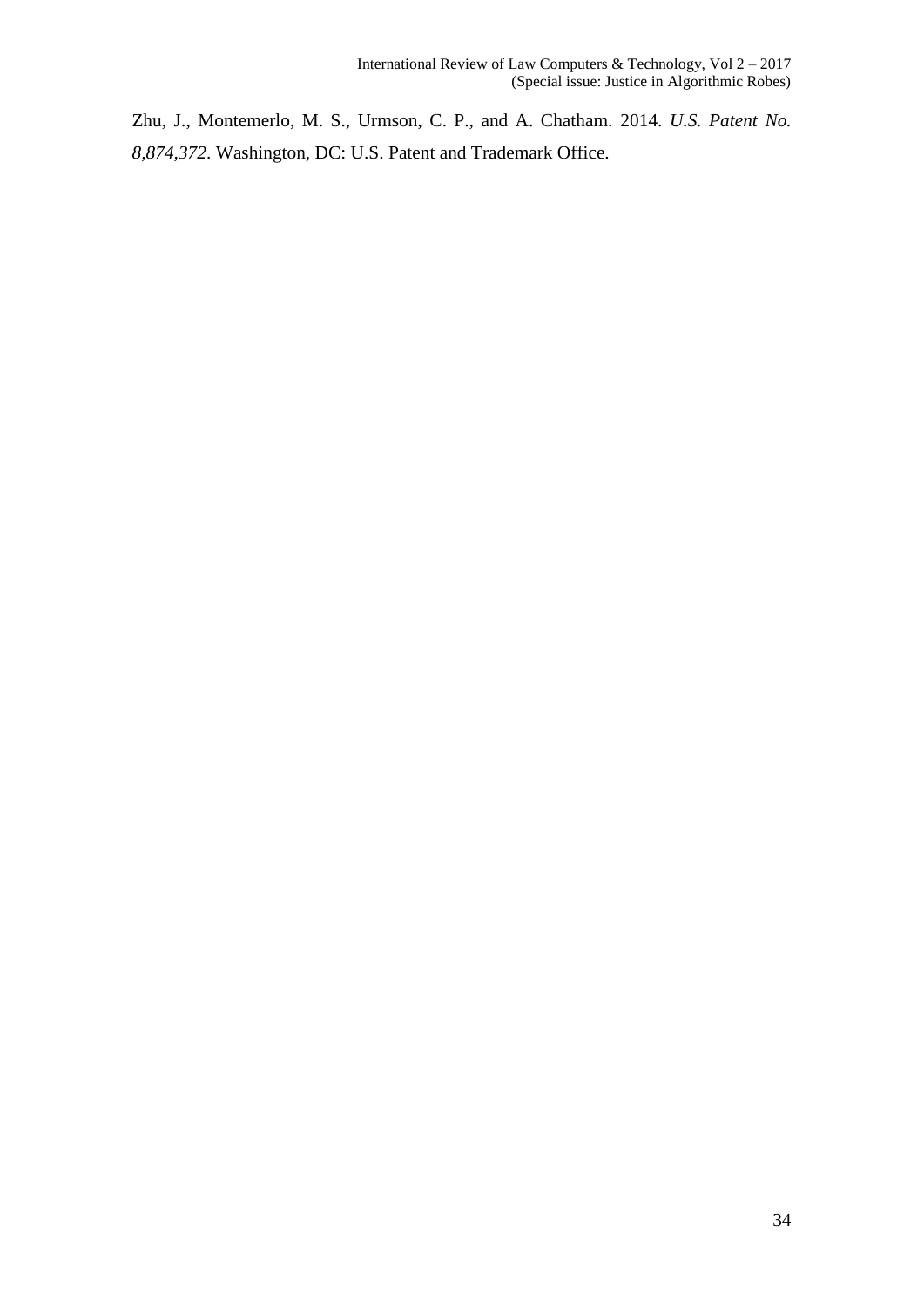Zhu, J., Montemerlo, M. S., Urmson, C. P., and A. Chatham. 2014. *U.S. Patent No. 8,874,372*. Washington, DC: U.S. Patent and Trademark Office.